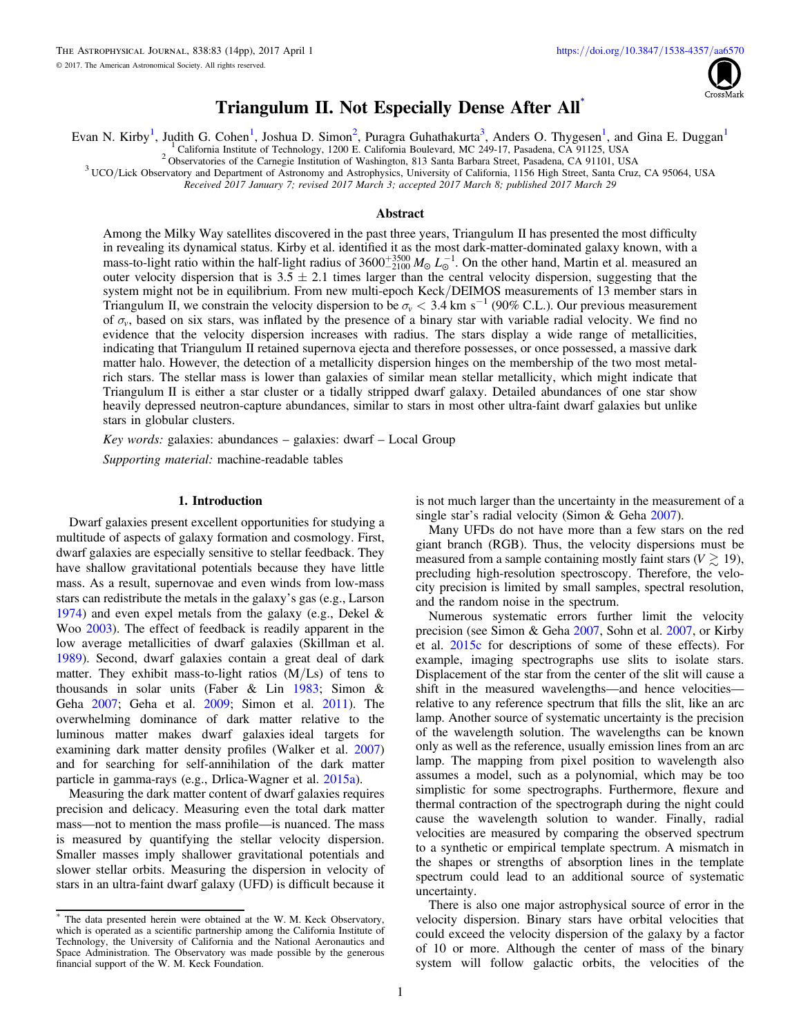# Triangulum II. Not Especially Dense After All*

Evan N. Kirby[1], Judith G. Cohen[1], Joshua D. Simon[2], Puragra Guhathakurta[3], Anders O. Thygesen[1], and Gina E. Duggan[1]

[1] California Institute of Technology, 1200 E. California Boulevard, MC 249-17, Pasadena, CA 91125, USA
[2] Observatories of the Carnegie Institution of Washington, 813 Santa Barbara Street, Pasadena, CA 91101, USA
[3] UCO/Lick Observatory and Department of Astronomy and Astrophysics, University of California, 1156 High Street, Santa Cruz, CA 95064, USA

*Received 2017 January 7; revised 2017 March 3; accepted 2017 March 8; published 2017 March 29*

## Abstract

Among the Milky Way satellites discovered in the past three years, Triangulum II has presented the most difficulty in revealing its dynamical status. Kirby et al. identified it as the most dark-matter-dominated galaxy known, with a mass-to-light ratio within the half-light radius of $3600^{+3500}_{-2100}\ M_{\odot}\ L_{\odot}^{-1}$. On the other hand, Martin et al. measured an outer velocity dispersion that is $3.5 \pm 2.1$ times larger than the central velocity dispersion, suggesting that the system might not be in equilibrium. From new multi-epoch Keck/DEIMOS measurements of 13 member stars in Triangulum II, we constrain the velocity dispersion to be $\sigma_v < 3.4$ km s$^{-1}$ (90% C.L.). Our previous measurement of $\sigma_v$, based on six stars, was inflated by the presence of a binary star with variable radial velocity. We find no evidence that the velocity dispersion increases with radius. The stars display a wide range of metallicities, indicating that Triangulum II retained supernova ejecta and therefore possesses, or once possessed, a massive dark matter halo. However, the detection of a metallicity dispersion hinges on the membership of the two most metal-rich stars. The stellar mass is lower than galaxies of similar mean stellar metallicity, which might indicate that Triangulum II is either a star cluster or a tidally stripped dwarf galaxy. Detailed abundances of one star show heavily depressed neutron-capture abundances, similar to stars in most other ultra-faint dwarf galaxies but unlike stars in globular clusters.

*Key words:* galaxies: abundances – galaxies: dwarf – Local Group

*Supporting material:* machine-readable tables

## 1. Introduction

Dwarf galaxies present excellent opportunities for studying a multitude of aspects of galaxy formation and cosmology. First, dwarf galaxies are especially sensitive to stellar feedback. They have shallow gravitational potentials because they have little mass. As a result, supernovae and even winds from low-mass stars can redistribute the metals in the galaxy's gas (e.g., Larson 1974) and even expel metals from the galaxy (e.g., Dekel & Woo 2003). The effect of feedback is readily apparent in the low average metallicities of dwarf galaxies (Skillman et al. 1989). Second, dwarf galaxies contain a great deal of dark matter. They exhibit mass-to-light ratios (M/Ls) of tens to thousands in solar units (Faber & Lin 1983; Simon & Geha 2007; Geha et al. 2009; Simon et al. 2011). The overwhelming dominance of dark matter relative to the luminous matter makes dwarf galaxies ideal targets for examining dark matter density profiles (Walker et al. 2007) and for searching for self-annihilation of the dark matter particle in gamma-rays (e.g., Drlica-Wagner et al. 2015a).

Measuring the dark matter content of dwarf galaxies requires precision and delicacy. Measuring even the total dark matter mass—not to mention the mass profile—is nuanced. The mass is measured by quantifying the stellar velocity dispersion. Smaller masses imply shallower gravitational potentials and slower stellar orbits. Measuring the dispersion in velocity of stars in an ultra-faint dwarf galaxy (UFD) is difficult because it is not much larger than the uncertainty in the measurement of a single star's radial velocity (Simon & Geha 2007).

Many UFDs do not have more than a few stars on the red giant branch (RGB). Thus, the velocity dispersions must be measured from a sample containing mostly faint stars ($V \gtrsim 19$), precluding high-resolution spectroscopy. Therefore, the velocity precision is limited by small samples, spectral resolution, and the random noise in the spectrum.

Numerous systematic errors further limit the velocity precision (see Simon & Geha 2007, Sohn et al. 2007, or Kirby et al. 2015c for descriptions of some of these effects). For example, imaging spectrographs use slits to isolate stars. Displacement of the star from the center of the slit will cause a shift in the measured wavelengths—and hence velocities—relative to any reference spectrum that fills the slit, like an arc lamp. Another source of systematic uncertainty is the precision of the wavelength solution. The wavelengths can be known only as well as the reference, usually emission lines from an arc lamp. The mapping from pixel position to wavelength also assumes a model, such as a polynomial, which may be too simplistic for some spectrographs. Furthermore, flexure and thermal contraction of the spectrograph during the night could cause the wavelength solution to wander. Finally, radial velocities are measured by comparing the observed spectrum to a synthetic or empirical template spectrum. A mismatch in the shapes or strengths of absorption lines in the template spectrum could lead to an additional source of systematic uncertainty.

There is also one major astrophysical source of error in the velocity dispersion. Binary stars have orbital velocities that could exceed the velocity dispersion of the galaxy by a factor of 10 or more. Although the center of mass of the binary system will follow galactic orbits, the velocities of the

---

* The data presented herein were obtained at the W. M. Keck Observatory, which is operated as a scientific partnership among the California Institute of Technology, the University of California and the National Aeronautics and Space Administration. The Observatory was made possible by the generous financial support of the W. M. Keck Foundation.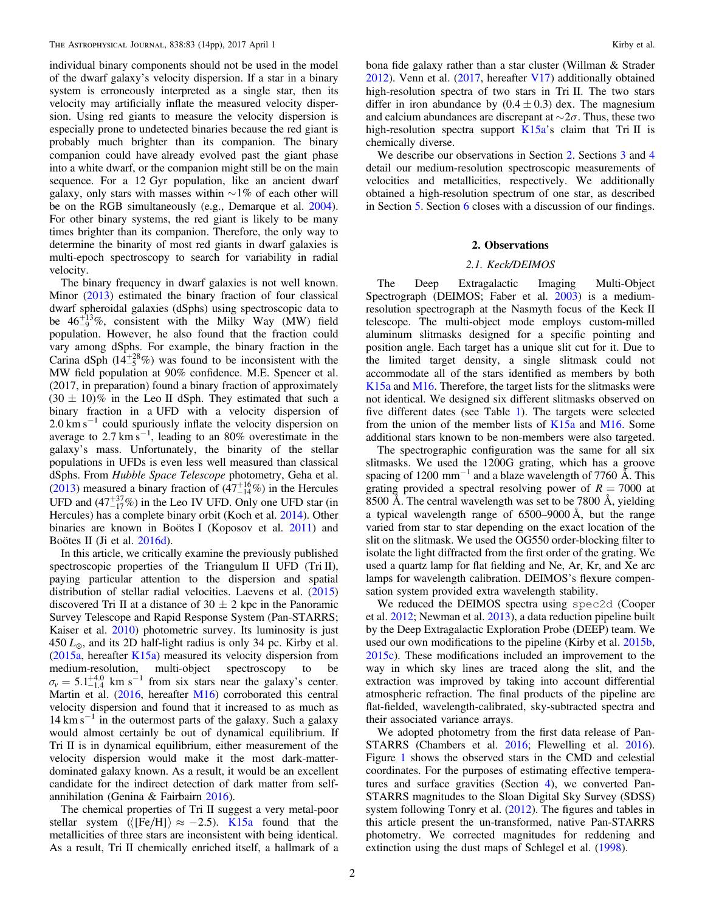individual binary components should not be used in the model of the dwarf galaxy's velocity dispersion. If a star in a binary system is erroneously interpreted as a single star, then its velocity may artificially inflate the measured velocity dispersion. Using red giants to measure the velocity dispersion is especially prone to undetected binaries because the red giant is probably much brighter than its companion. The binary companion could have already evolved past the giant phase into a white dwarf, or the companion might still be on the main sequence. For a 12 Gyr population, like an ancient dwarf galaxy, only stars with masses within ∼1% of each other will be on the RGB simultaneously (e.g., Demarque et al. 2004). For other binary systems, the red giant is likely to be many times brighter than its companion. Therefore, the only way to determine the binarity of most red giants in dwarf galaxies is multi-epoch spectroscopy to search for variability in radial velocity.

The binary frequency in dwarf galaxies is not well known. Minor (2013) estimated the binary fraction of four classical dwarf spheroidal galaxies (dSphs) using spectroscopic data to be $46^{+13}_{-9}\%$, consistent with the Milky Way (MW) field population. However, he also found that the fraction could vary among dSphs. For example, the binary fraction in the Carina dSph ($14^{+28}_{-5}\%$) was found to be inconsistent with the MW field population at 90% confidence. M.E. Spencer et al. (2017, in preparation) found a binary fraction of approximately $(30 \pm 10)\%$ in the Leo II dSph. They estimated that such a binary fraction in a UFD with a velocity dispersion of $2.0\ \mathrm{km\,s^{-1}}$ could spuriously inflate the velocity dispersion on average to $2.7\ \mathrm{km\,s^{-1}}$, leading to an 80% overestimate in the galaxy's mass. Unfortunately, the binarity of the stellar populations in UFDs is even less well measured than classical dSphs. From *Hubble Space Telescope* photometry, Geha et al. (2013) measured a binary fraction of ($47^{+16}_{-14}\%$) in the Hercules UFD and ($47^{+37}_{-17}\%$) in the Leo IV UFD. Only one UFD star (in Hercules) has a complete binary orbit (Koch et al. 2014). Other binaries are known in Boötes I (Koposov et al. 2011) and Boötes II (Ji et al. 2016d).

In this article, we critically examine the previously published spectroscopic properties of the Triangulum II UFD (Tri II), paying particular attention to the dispersion and spatial distribution of stellar radial velocities. Laevens et al. (2015) discovered Tri II at a distance of $30 \pm 2$ kpc in the Panoramic Survey Telescope and Rapid Response System (Pan-STARRS; Kaiser et al. 2010) photometric survey. Its luminosity is just $450\ L_{\odot}$, and its 2D half-light radius is only 34 pc. Kirby et al. (2015a, hereafter K15a) measured its velocity dispersion from medium-resolution, multi-object spectroscopy to be $\sigma_v = 5.1^{+4.0}_{-1.4}\ \mathrm{km\,s^{-1}}$ from six stars near the galaxy's center. Martin et al. (2016, hereafter M16) corroborated this central velocity dispersion and found that it increased to as much as $14\ \mathrm{km\,s^{-1}}$ in the outermost parts of the galaxy. Such a galaxy would almost certainly be out of dynamical equilibrium. If Tri II is in dynamical equilibrium, either measurement of the velocity dispersion would make it the most dark-matter-dominated galaxy known. As a result, it would be an excellent candidate for the indirect detection of dark matter from self-annihilation (Genina & Fairbairn 2016).

The chemical properties of Tri II suggest a very metal-poor stellar system ($\langle[\mathrm{Fe/H}]\rangle \approx -2.5$). K15a found that the metallicities of three stars are inconsistent with being identical. As a result, Tri II chemically enriched itself, a hallmark of a bona fide galaxy rather than a star cluster (Willman & Strader 2012). Venn et al. (2017, hereafter V17) additionally obtained high-resolution spectra of two stars in Tri II. The two stars differ in iron abundance by $(0.4 \pm 0.3)$ dex. The magnesium and calcium abundances are discrepant at $\sim 2\sigma$. Thus, these two high-resolution spectra support K15a's claim that Tri II is chemically diverse.

We describe our observations in Section 2. Sections 3 and 4 detail our medium-resolution spectroscopic measurements of velocities and metallicities, respectively. We additionally obtained a high-resolution spectrum of one star, as described in Section 5. Section 6 closes with a discussion of our findings.

## 2. Observations

### 2.1. Keck/DEIMOS

The Deep Extragalactic Imaging Multi-Object Spectrograph (DEIMOS; Faber et al. 2003) is a medium-resolution spectrograph at the Nasmyth focus of the Keck II telescope. The multi-object mode employs custom-milled aluminum slitmasks designed for a specific pointing and position angle. Each target has a unique slit cut for it. Due to the limited target density, a single slitmask could not accommodate all of the stars identified as members by both K15a and M16. Therefore, the target lists for the slitmasks were not identical. We designed six different slitmasks observed on five different dates (see Table 1). The targets were selected from the union of the member lists of K15a and M16. Some additional stars known to be non-members were also targeted.

The spectrographic configuration was the same for all six slitmasks. We used the 1200G grating, which has a groove spacing of $1200\ \mathrm{mm^{-1}}$ and a blaze wavelength of 7760 Å. This grating provided a spectral resolving power of $R = 7000$ at 8500 Å. The central wavelength was set to be 7800 Å, yielding a typical wavelength range of 6500–9000 Å, but the range varied from star to star depending on the exact location of the slit on the slitmask. We used the OG550 order-blocking filter to isolate the light diffracted from the first order of the grating. We used a quartz lamp for flat fielding and Ne, Ar, Kr, and Xe arc lamps for wavelength calibration. DEIMOS's flexure compensation system provided extra wavelength stability.

We reduced the DEIMOS spectra using spec2d (Cooper et al. 2012; Newman et al. 2013), a data reduction pipeline built by the Deep Extragalactic Exploration Probe (DEEP) team. We used our own modifications to the pipeline (Kirby et al. 2015b, 2015c). These modifications included an improvement to the way in which sky lines are traced along the slit, and the extraction was improved by taking into account differential atmospheric refraction. The final products of the pipeline are flat-fielded, wavelength-calibrated, sky-subtracted spectra and their associated variance arrays.

We adopted photometry from the first data release of Pan-STARRS (Chambers et al. 2016; Flewelling et al. 2016). Figure 1 shows the observed stars in the CMD and celestial coordinates. For the purposes of estimating effective temperatures and surface gravities (Section 4), we converted Pan-STARRS magnitudes to the Sloan Digital Sky Survey (SDSS) system following Tonry et al. (2012). The figures and tables in this article present the un-transformed, native Pan-STARRS photometry. We corrected magnitudes for reddening and extinction using the dust maps of Schlegel et al. (1998).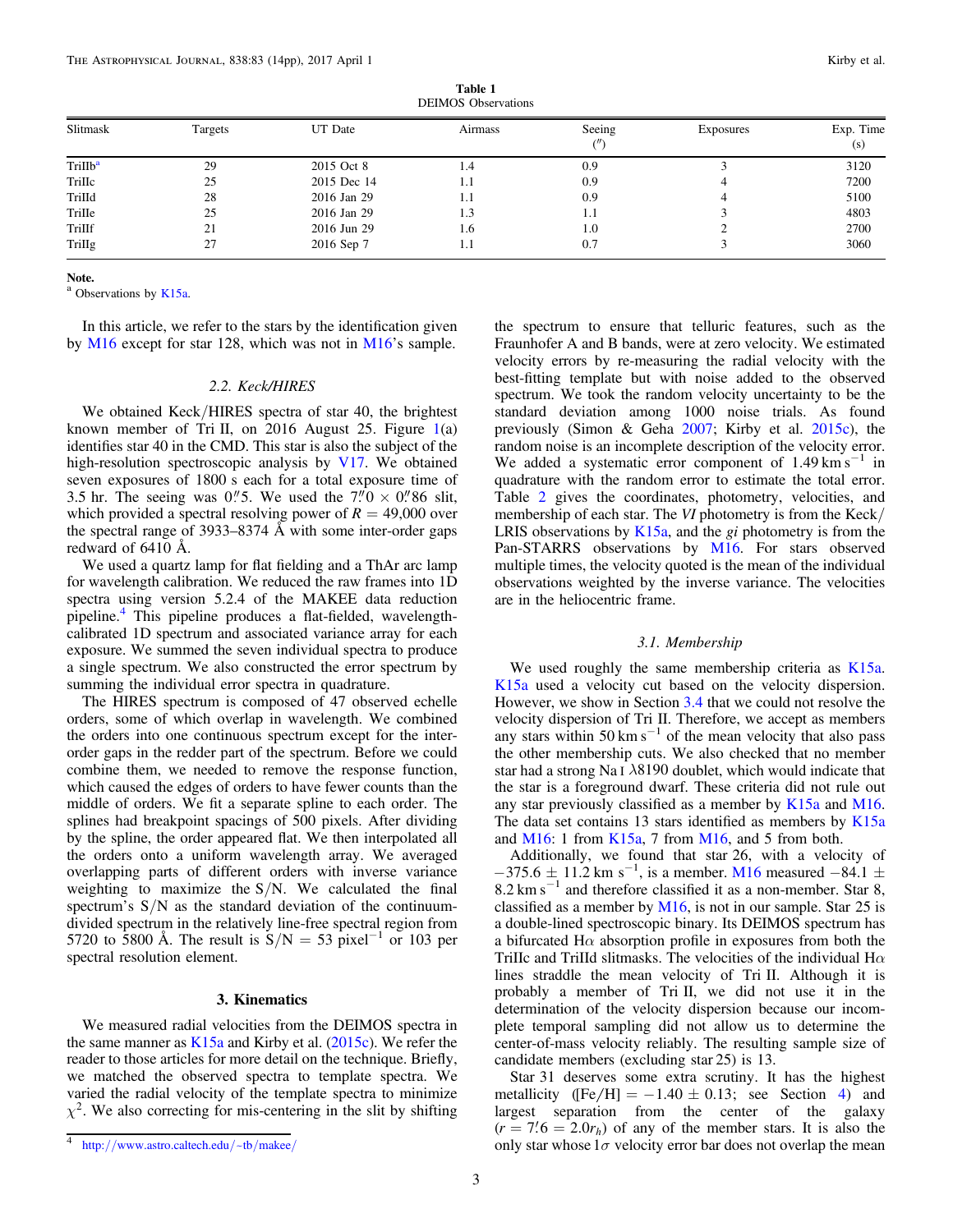**Table 1**
DEIMOS Observations

| Slitmask | Targets | UT Date | Airmass | Seeing (″) | Exposures | Exp. Time (s) |
|---|---|---|---|---|---|---|
| TriIIb[a] | 29 | 2015 Oct 8 | 1.4 | 0.9 | 3 | 3120 |
| TriIIc | 25 | 2015 Dec 14 | 1.1 | 0.9 | 4 | 7200 |
| TriIId | 28 | 2016 Jan 29 | 1.1 | 0.9 | 4 | 5100 |
| TriIIe | 25 | 2016 Jan 29 | 1.3 | 1.1 | 3 | 4803 |
| TriIIf | 21 | 2016 Jun 29 | 1.6 | 1.0 | 2 | 2700 |
| TriIIg | 27 | 2016 Sep 7 | 1.1 | 0.7 | 3 | 3060 |

**Note.**
[a] Observations by K15a.

In this article, we refer to the stars by the identification given by M16 except for star 128, which was not in M16's sample.

### 2.2. Keck/HIRES

We obtained Keck/HIRES spectra of star 40, the brightest known member of Tri II, on 2016 August 25. Figure 1(a) identifies star 40 in the CMD. This star is also the subject of the high-resolution spectroscopic analysis by V17. We obtained seven exposures of 1800 s each for a total exposure time of 3.5 hr. The seeing was $0\rlap{.}''5$. We used the $7\rlap{.}''0 \times 0\rlap{.}''86$ slit, which provided a spectral resolving power of $R = 49{,}000$ over the spectral range of 3933–8374 Å with some inter-order gaps redward of 6410 Å.

We used a quartz lamp for flat fielding and a ThAr arc lamp for wavelength calibration. We reduced the raw frames into 1D spectra using version 5.2.4 of the MAKEE data reduction pipeline.[4] This pipeline produces a flat-fielded, wavelength-calibrated 1D spectrum and associated variance array for each exposure. We summed the seven individual spectra to produce a single spectrum. We also constructed the error spectrum by summing the individual error spectra in quadrature.

The HIRES spectrum is composed of 47 observed echelle orders, some of which overlap in wavelength. We combined the orders into one continuous spectrum except for the inter-order gaps in the redder part of the spectrum. Before we could combine them, we needed to remove the response function, which caused the edges of orders to have fewer counts than the middle of orders. We fit a separate spline to each order. The splines had breakpoint spacings of 500 pixels. After dividing by the spline, the order appeared flat. We then interpolated all the orders onto a uniform wavelength array. We averaged overlapping parts of different orders with inverse variance weighting to maximize the S/N. We calculated the final spectrum's S/N as the standard deviation of the continuum-divided spectrum in the relatively line-free spectral region from 5720 to 5800 Å. The result is S/N = 53 $\mathrm{pixel}^{-1}$ or 103 per spectral resolution element.

## 3. Kinematics

We measured radial velocities from the DEIMOS spectra in the same manner as K15a and Kirby et al. (2015c). We refer the reader to those articles for more detail on the technique. Briefly, we matched the observed spectra to template spectra. We varied the radial velocity of the template spectra to minimize $\chi^2$. We also correcting for mis-centering in the slit by shifting the spectrum to ensure that telluric features, such as the Fraunhofer A and B bands, were at zero velocity. We estimated velocity errors by re-measuring the radial velocity with the best-fitting template but with noise added to the observed spectrum. We took the random velocity uncertainty to be the standard deviation among 1000 noise trials. As found previously (Simon & Geha 2007; Kirby et al. 2015c), the random noise is an incomplete description of the velocity error. We added a systematic error component of 1.49 $\mathrm{km\,s^{-1}}$ in quadrature with the random error to estimate the total error. Table 2 gives the coordinates, photometry, velocities, and membership of each star. The *VI* photometry is from the Keck/LRIS observations by K15a, and the *gi* photometry is from the Pan-STARRS observations by M16. For stars observed multiple times, the velocity quoted is the mean of the individual observations weighted by the inverse variance. The velocities are in the heliocentric frame.

### 3.1. Membership

We used roughly the same membership criteria as K15a. K15a used a velocity cut based on the velocity dispersion. However, we show in Section 3.4 that we could not resolve the velocity dispersion of Tri II. Therefore, we accept as members any stars within 50 $\mathrm{km\,s^{-1}}$ of the mean velocity that also pass the other membership cuts. We also checked that no member star had a strong Na I λ8190 doublet, which would indicate that the star is a foreground dwarf. These criteria did not rule out any star previously classified as a member by K15a and M16. The data set contains 13 stars identified as members by K15a and M16: 1 from K15a, 7 from M16, and 5 from both.

Additionally, we found that star 26, with a velocity of $-375.6 \pm 11.2$ $\mathrm{km\,s^{-1}}$, is a member. M16 measured $-84.1 \pm 8.2$ $\mathrm{km\,s^{-1}}$ and therefore classified it as a non-member. Star 8, classified as a member by M16, is not in our sample. Star 25 is a double-lined spectroscopic binary. Its DEIMOS spectrum has a bifurcated Hα absorption profile in exposures from both the TriIIc and TriIId slitmasks. The velocities of the individual Hα lines straddle the mean velocity of Tri II. Although it is probably a member of Tri II, we did not use it in the determination of the velocity dispersion because our incomplete temporal sampling did not allow us to determine the center-of-mass velocity reliably. The resulting sample size of candidate members (excluding star 25) is 13.

Star 31 deserves some extra scrutiny. It has the highest metallicity ([Fe/H] $= -1.40 \pm 0.13$; see Section 4) and largest separation from the center of the galaxy ($r = 7\rlap{.}'6 = 2.0r_h$) of any of the member stars. It is also the only star whose 1σ velocity error bar does not overlap the mean

[4] http://www.astro.caltech.edu/~tb/makee/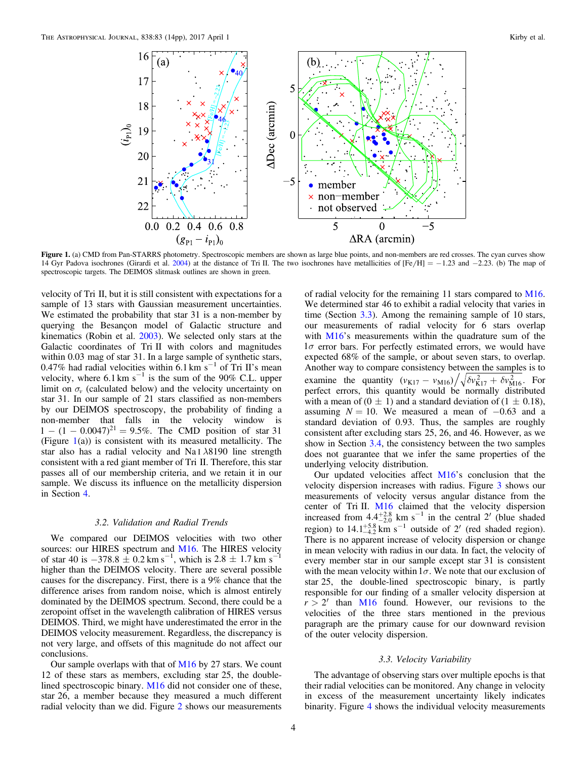Figure 1. (a) CMD from Pan-STARRS photometry. Spectroscopic members are shown as large blue points, and non-members are red crosses. The cyan curves show 14 Gyr Padova isochrones (Girardi et al. 2004) at the distance of Tri II. The two isochrones have metallicities of [Fe/H] = −1.23 and −2.23. (b) The map of spectroscopic targets. The DEIMOS slitmask outlines are shown in green.

velocity of Tri II, but it is still consistent with expectations for a sample of 13 stars with Gaussian measurement uncertainties. We estimated the probability that star 31 is a non-member by querying the Besançon model of Galactic structure and kinematics (Robin et al. 2003). We selected only stars at the Galactic coordinates of Tri II with colors and magnitudes within 0.03 mag of star 31. In a large sample of synthetic stars, 0.47% had radial velocities within $6.1\,\mathrm{km\,s^{-1}}$ of Tri II's mean velocity, where $6.1\,\mathrm{km\,s^{-1}}$ is the sum of the 90% C.L. upper limit on $\sigma_v$ (calculated below) and the velocity uncertainty on star 31. In our sample of 21 stars classified as non-members by our DEIMOS spectroscopy, the probability of finding a non-member that falls in the velocity window is $1-(1-0.0047)^{21}=9.5\%$. The CMD position of star 31 (Figure 1(a)) is consistent with its measured metallicity. The star also has a radial velocity and Na I $\lambda$8190 line strength consistent with a red giant member of Tri II. Therefore, this star passes all of our membership criteria, and we retain it in our sample. We discuss its influence on the metallicity dispersion in Section 4.

### 3.2. Validation and Radial Trends

We compared our DEIMOS velocities with two other sources: our HIRES spectrum and M16. The HIRES velocity of star 40 is $-378.8\pm0.2\,\mathrm{km\,s^{-1}}$, which is $2.8\pm1.7\,\mathrm{km\,s^{-1}}$ higher than the DEIMOS velocity. There are several possible causes for the discrepancy. First, there is a 9% chance that the difference arises from random noise, which is almost entirely dominated by the DEIMOS spectrum. Second, there could be a zeropoint offset in the wavelength calibration of HIRES versus DEIMOS. Third, we might have underestimated the error in the DEIMOS velocity measurement. Regardless, the discrepancy is not very large, and offsets of this magnitude do not affect our conclusions.

Our sample overlaps with that of M16 by 27 stars. We count 12 of these stars as members, excluding star 25, the double-lined spectroscopic binary. M16 did not consider one of these, star 26, a member because they measured a much different radial velocity than we did. Figure 2 shows our measurements of radial velocity for the remaining 11 stars compared to M16. We determined star 46 to exhibit a radial velocity that varies in time (Section 3.3). Among the remaining sample of 10 stars, our measurements of radial velocity for 6 stars overlap with M16's measurements within the quadrature sum of the $1\sigma$ error bars. For perfectly estimated errors, we would have expected 68% of the sample, or about seven stars, to overlap. Another way to compare consistency between the samples is to examine the quantity $(v_{\mathrm{K17}}-v_{\mathrm{M16}})\big/\sqrt{\delta v_{\mathrm{K17}}^2+\delta v_{\mathrm{M16}}^2}$. For perfect errors, this quantity would be normally distributed with a mean of $(0\pm1)$ and a standard deviation of $(1\pm0.18)$, assuming $N=10$. We measured a mean of $-0.63$ and a standard deviation of 0.93. Thus, the samples are roughly consistent after excluding stars 25, 26, and 46. However, as we show in Section 3.4, the consistency between the two samples does not guarantee that we infer the same properties of the underlying velocity distribution.

Our updated velocities affect M16's conclusion that the velocity dispersion increases with radius. Figure 3 shows our measurements of velocity versus angular distance from the center of Tri II. M16 claimed that the velocity dispersion increased from $4.4^{+2.8}_{-2.0}\,\mathrm{km\,s^{-1}}$ in the central $2'$ (blue shaded region) to $14.1^{+5.8}_{-4.2}\,\mathrm{km\,s^{-1}}$ outside of $2'$ (red shaded region). There is no apparent increase of velocity dispersion or change in mean velocity with radius in our data. In fact, the velocity of every member star in our sample except star 31 is consistent with the mean velocity within $1\sigma$. We note that our exclusion of star 25, the double-lined spectroscopic binary, is partly responsible for our finding of a smaller velocity dispersion at $r>2'$ than M16 found. However, our revisions to the velocities of the three stars mentioned in the previous paragraph are the primary cause for our downward revision of the outer velocity dispersion.

### 3.3. Velocity Variability

The advantage of observing stars over multiple epochs is that their radial velocities can be monitored. Any change in velocity in excess of the measurement uncertainty likely indicates binarity. Figure 4 shows the individual velocity measurements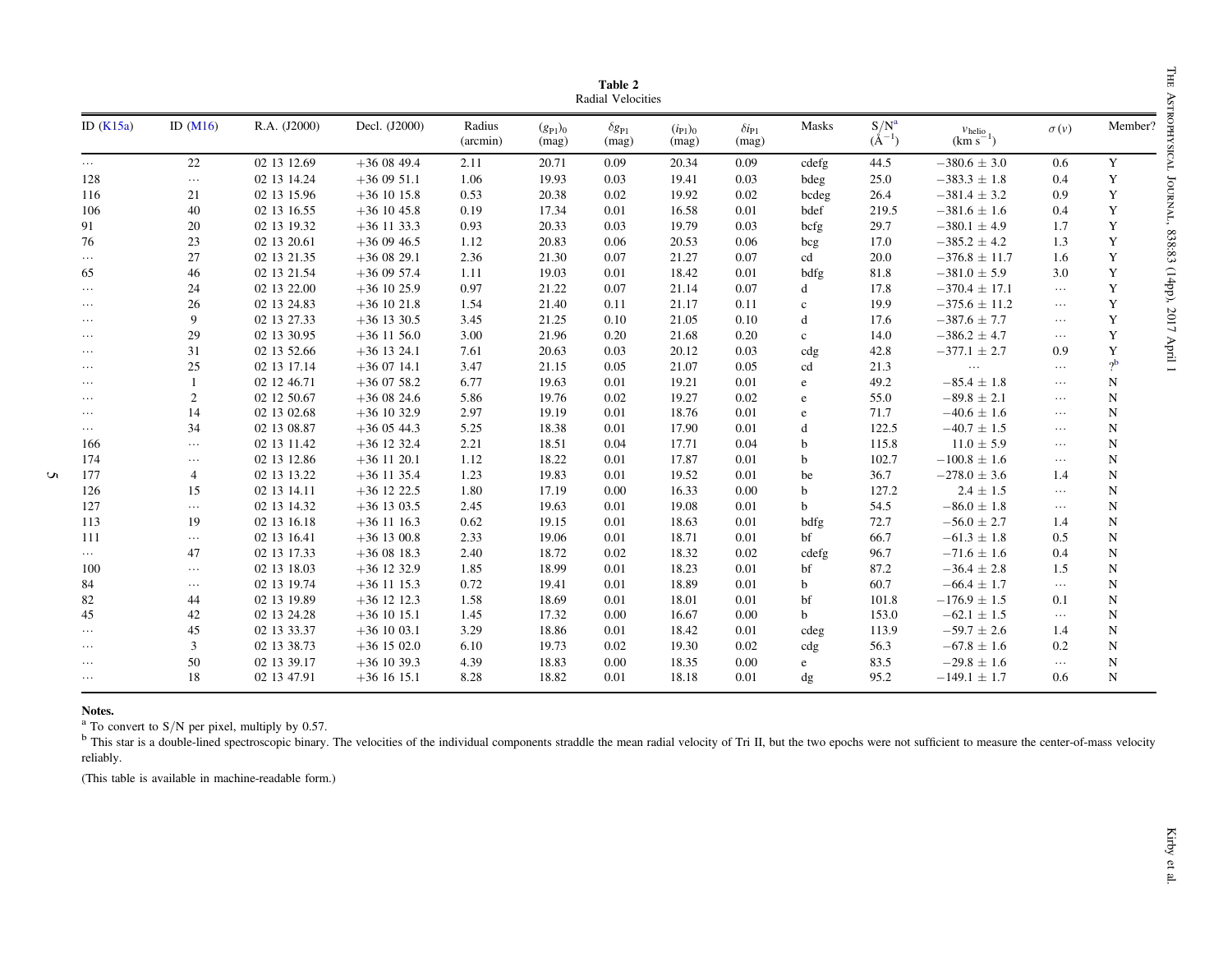**Table 2**
Radial Velocities

| ID (K15a) | ID (M16) | R.A. (J2000) | Decl. (J2000) | Radius (arcmin) | $(g_{P1})_0$ (mag) | $\delta g_{P1}$ (mag) | $(i_{P1})_0$ (mag) | $\delta i_{P1}$ (mag) | Masks | S/N[a] ($Å^{-1}$) | $v_{helio}$ (km $s^{-1}$) | $\sigma(v)$ | Member? |
|---|---|---|---|---|---|---|---|---|---|---|---|---|---|
| ⋯ | 22 | 02 13 12.69 | +36 08 49.4 | 2.11 | 20.71 | 0.09 | 20.34 | 0.09 | cdefg | 44.5 | −380.6 ± 3.0 | 0.6 | Y |
| 128 | ⋯ | 02 13 14.24 | +36 09 51.1 | 1.06 | 19.93 | 0.03 | 19.41 | 0.03 | bdeg | 25.0 | −383.3 ± 1.8 | 0.4 | Y |
| 116 | 21 | 02 13 15.96 | +36 10 15.8 | 0.53 | 20.38 | 0.02 | 19.92 | 0.02 | bcdeg | 26.4 | −381.4 ± 3.2 | 0.9 | Y |
| 106 | 40 | 02 13 16.55 | +36 10 45.8 | 0.19 | 17.34 | 0.01 | 16.58 | 0.01 | bdef | 219.5 | −381.6 ± 1.6 | 0.4 | Y |
| 91 | 20 | 02 13 19.32 | +36 11 33.3 | 0.93 | 20.33 | 0.03 | 19.79 | 0.03 | bcfg | 29.7 | −380.1 ± 4.9 | 1.7 | Y |
| 76 | 23 | 02 13 20.61 | +36 09 46.5 | 1.12 | 20.83 | 0.06 | 20.53 | 0.06 | bcg | 17.0 | −385.2 ± 4.2 | 1.3 | Y |
| ⋯ | 27 | 02 13 21.35 | +36 08 29.1 | 2.36 | 21.30 | 0.07 | 21.27 | 0.07 | cd | 20.0 | −376.8 ± 11.7 | 1.6 | Y |
| 65 | 46 | 02 13 21.54 | +36 09 57.4 | 1.11 | 19.03 | 0.01 | 18.42 | 0.01 | bdfg | 81.8 | −381.0 ± 5.9 | 3.0 | Y |
| ⋯ | 24 | 02 13 22.00 | +36 10 25.9 | 0.97 | 21.22 | 0.07 | 21.14 | 0.07 | d | 17.8 | −370.4 ± 17.1 | ⋯ | Y |
| ⋯ | 26 | 02 13 24.83 | +36 10 21.8 | 1.54 | 21.40 | 0.11 | 21.17 | 0.11 | c | 19.9 | −375.6 ± 11.2 | ⋯ | Y |
| ⋯ | 9 | 02 13 27.33 | +36 13 30.5 | 3.45 | 21.25 | 0.10 | 21.05 | 0.10 | d | 17.6 | −387.6 ± 7.7 | ⋯ | Y |
| ⋯ | 29 | 02 13 30.95 | +36 11 56.0 | 3.00 | 21.96 | 0.20 | 21.68 | 0.20 | c | 14.0 | −386.2 ± 4.7 | ⋯ | Y |
| ⋯ | 31 | 02 13 52.66 | +36 13 24.1 | 7.61 | 20.63 | 0.03 | 20.12 | 0.03 | cdg | 42.8 | −377.1 ± 2.7 | 0.9 | Y |
| ⋯ | 25 | 02 13 17.14 | +36 07 14.1 | 3.47 | 21.15 | 0.05 | 21.07 | 0.05 | cd | 21.3 | ⋯ | ⋯ | ?[b] |
| ⋯ | 1 | 02 12 46.71 | +36 07 58.2 | 6.77 | 19.63 | 0.01 | 19.21 | 0.01 | e | 49.2 | −85.4 ± 1.8 | ⋯ | N |
| ⋯ | 2 | 02 12 50.67 | +36 08 24.6 | 5.86 | 19.76 | 0.02 | 19.27 | 0.02 | e | 55.0 | −89.8 ± 2.1 | ⋯ | N |
| ⋯ | 14 | 02 13 02.68 | +36 10 32.9 | 2.97 | 19.19 | 0.01 | 18.76 | 0.01 | e | 71.7 | −40.6 ± 1.6 | ⋯ | N |
| ⋯ | 34 | 02 13 08.87 | +36 05 44.3 | 5.25 | 18.38 | 0.01 | 17.90 | 0.01 | d | 122.5 | −40.7 ± 1.5 | ⋯ | N |
| 166 | ⋯ | 02 13 11.42 | +36 12 32.4 | 2.21 | 18.51 | 0.04 | 17.71 | 0.04 | b | 115.8 | 11.0 ± 5.9 | ⋯ | N |
| 174 | ⋯ | 02 13 12.86 | +36 11 20.1 | 1.12 | 18.22 | 0.01 | 17.87 | 0.01 | b | 102.7 | −100.8 ± 1.6 | ⋯ | N |
| 177 | 4 | 02 13 13.22 | +36 11 35.4 | 1.23 | 19.83 | 0.01 | 19.52 | 0.01 | be | 36.7 | −278.0 ± 3.6 | 1.4 | N |
| 126 | 15 | 02 13 14.11 | +36 12 22.5 | 1.80 | 17.19 | 0.00 | 16.33 | 0.00 | b | 127.2 | 2.4 ± 1.5 | ⋯ | N |
| 127 | ⋯ | 02 13 14.32 | +36 13 03.5 | 2.45 | 19.63 | 0.01 | 19.08 | 0.01 | b | 54.5 | −86.0 ± 1.8 | ⋯ | N |
| 113 | 19 | 02 13 16.18 | +36 11 16.3 | 0.62 | 19.15 | 0.01 | 18.63 | 0.01 | bdfg | 72.7 | −56.0 ± 2.7 | 1.4 | N |
| 111 | ⋯ | 02 13 16.41 | +36 13 00.8 | 2.33 | 19.06 | 0.01 | 18.71 | 0.01 | bf | 66.7 | −61.3 ± 1.8 | 0.5 | N |
| ⋯ | 47 | 02 13 17.33 | +36 08 18.3 | 2.40 | 18.72 | 0.02 | 18.32 | 0.02 | cdefg | 96.7 | −71.6 ± 1.6 | 0.4 | N |
| 100 | ⋯ | 02 13 18.03 | +36 12 32.9 | 1.85 | 18.99 | 0.01 | 18.23 | 0.01 | bf | 87.2 | −36.4 ± 2.8 | 1.5 | N |
| 84 | ⋯ | 02 13 19.74 | +36 11 15.3 | 0.72 | 19.41 | 0.01 | 18.89 | 0.01 | b | 60.7 | −66.4 ± 1.7 | ⋯ | N |
| 82 | 44 | 02 13 19.89 | +36 12 12.3 | 1.58 | 18.69 | 0.01 | 18.01 | 0.01 | bf | 101.8 | −176.9 ± 1.5 | 0.1 | N |
| 45 | 42 | 02 13 24.28 | +36 10 15.1 | 1.45 | 17.32 | 0.00 | 16.67 | 0.00 | b | 153.0 | −62.1 ± 1.5 | ⋯ | N |
| ⋯ | 45 | 02 13 33.37 | +36 10 03.1 | 3.29 | 18.86 | 0.01 | 18.42 | 0.01 | cdeg | 113.9 | −59.7 ± 2.6 | 1.4 | N |
| ⋯ | 3 | 02 13 38.73 | +36 15 02.0 | 6.10 | 19.73 | 0.02 | 19.30 | 0.02 | cdg | 56.3 | −67.8 ± 1.6 | 0.2 | N |
| ⋯ | 50 | 02 13 39.17 | +36 10 39.3 | 4.39 | 18.83 | 0.00 | 18.35 | 0.00 | e | 83.5 | −29.8 ± 1.6 | ⋯ | N |
| ⋯ | 18 | 02 13 47.91 | +36 16 15.1 | 8.28 | 18.82 | 0.01 | 18.18 | 0.01 | dg | 95.2 | −149.1 ± 1.7 | 0.6 | N |

**Notes.**

[a] To convert to S/N per pixel, multiply by 0.57.

[b] This star is a double-lined spectroscopic binary. The velocities of the individual components straddle the mean radial velocity of Tri II, but the two epochs were not sufficient to measure the center-of-mass velocity reliably.

(This table is available in machine-readable form.)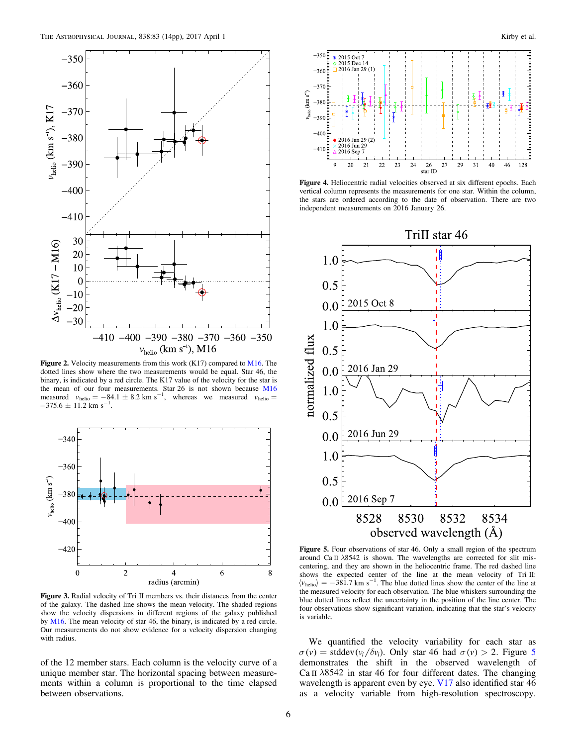**Figure 2.** Velocity measurements from this work (K17) compared to M16. The dotted lines show where the two measurements would be equal. Star 46, the binary, is indicated by a red circle. The K17 value of the velocity for the star is the mean of our four measurements. Star 26 is not shown because M16 measured $v_{\rm helio} = -84.1 \pm 8.2$ km s$^{-1}$, whereas we measured $v_{\rm helio} = -375.6 \pm 11.2$ km s$^{-1}$.

**Figure 3.** Radial velocity of Tri II members vs. their distances from the center of the galaxy. The dashed line shows the mean velocity. The shaded regions show the velocity dispersions in different regions of the galaxy published by M16. The mean velocity of star 46, the binary, is indicated by a red circle. Our measurements do not show evidence for a velocity dispersion changing with radius.

of the 12 member stars. Each column is the velocity curve of a unique member star. The horizontal spacing between measurements within a column is proportional to the time elapsed between observations.

**Figure 4.** Heliocentric radial velocities observed at six different epochs. Each vertical column represents the measurements for one star. Within the column, the stars are ordered according to the date of observation. There are two independent measurements on 2016 January 26.

**Figure 5.** Four observations of star 46. Only a small region of the spectrum around Ca II $\lambda$8542 is shown. The wavelengths are corrected for slit miscentering, and they are shown in the heliocentric frame. The red dashed line shows the expected center of the line at the mean velocity of Tri II: $\langle v_{\rm helio}\rangle = -381.7$ km s$^{-1}$. The blue dotted lines show the center of the line at the measured velocity for each observation. The blue whiskers surrounding the blue dotted lines reflect the uncertainty in the position of the line center. The four observations show significant variation, indicating that the star's velocity is variable.

We quantified the velocity variability for each star as $\sigma(v) = {\rm stddev}(v_i/\delta v_i)$. Only star 46 had $\sigma(v) > 2$. Figure 5 demonstrates the shift in the observed wavelength of Ca II $\lambda$8542 in star 46 for four different dates. The changing wavelength is apparent even by eye. V17 also identified star 46 as a velocity variable from high-resolution spectroscopy.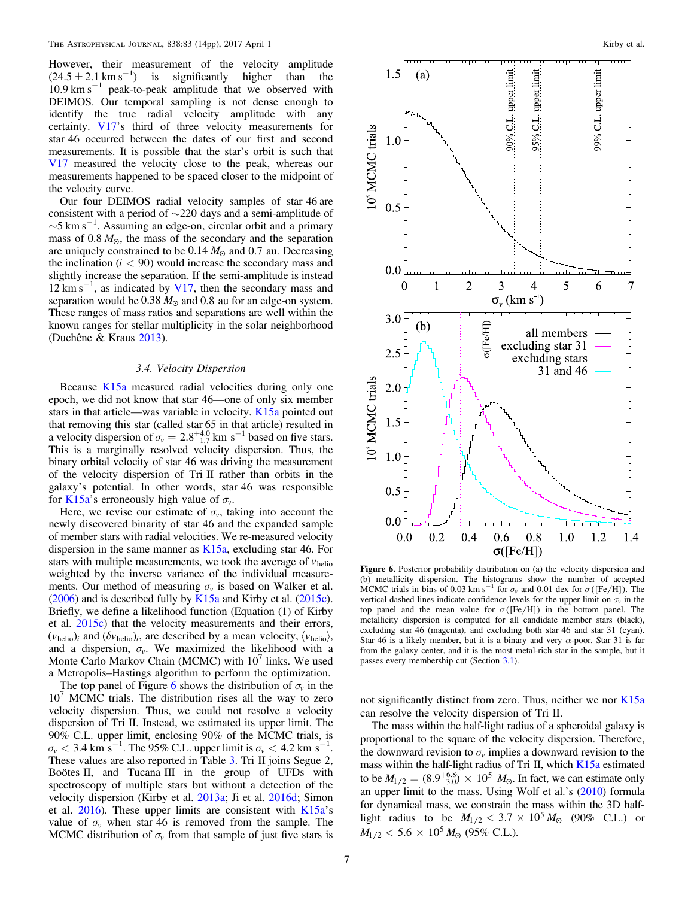However, their measurement of the velocity amplitude ($24.5 \pm 2.1$ km s$^{-1}$) is significantly higher than the 10.9 km s$^{-1}$ peak-to-peak amplitude that we observed with DEIMOS. Our temporal sampling is not dense enough to identify the true radial velocity amplitude with any certainty. V17's third of three velocity measurements for star 46 occurred between the dates of our first and second measurements. It is possible that the star's orbit is such that V17 measured the velocity close to the peak, whereas our measurements happened to be spaced closer to the midpoint of the velocity curve.

Our four DEIMOS radial velocity samples of star 46 are consistent with a period of ~220 days and a semi-amplitude of ~5 km s$^{-1}$. Assuming an edge-on, circular orbit and a primary mass of 0.8 $M_{\odot}$, the mass of the secondary and the separation are uniquely constrained to be 0.14 $M_{\odot}$ and 0.7 au. Decreasing the inclination ($i < 90$) would increase the secondary mass and slightly increase the separation. If the semi-amplitude is instead 12 km s$^{-1}$, as indicated by V17, then the secondary mass and separation would be 0.38 $M_{\odot}$ and 0.8 au for an edge-on system. These ranges of mass ratios and separations are well within the known ranges for stellar multiplicity in the solar neighborhood (Duchêne & Kraus 2013).

### 3.4. Velocity Dispersion

Because K15a measured radial velocities during only one epoch, we did not know that star 46—one of only six member stars in that article—was variable in velocity. K15a pointed out that removing this star (called star 65 in that article) resulted in a velocity dispersion of $\sigma_v = 2.8^{+4.0}_{-1.7}$ km s$^{-1}$ based on five stars. This is a marginally resolved velocity dispersion. Thus, the binary orbital velocity of star 46 was driving the measurement of the velocity dispersion of Tri II rather than orbits in the galaxy's potential. In other words, star 46 was responsible for K15a's erroneously high value of $\sigma_v$.

Here, we revise our estimate of $\sigma_v$, taking into account the newly discovered binarity of star 46 and the expanded sample of member stars with radial velocities. We re-measured velocity dispersion in the same manner as K15a, excluding star 46. For stars with multiple measurements, we took the average of $v_{\rm helio}$ weighted by the inverse variance of the individual measurements. Our method of measuring $\sigma_v$ is based on Walker et al. (2006) and is described fully by K15a and Kirby et al. (2015c). Briefly, we define a likelihood function (Equation (1) of Kirby et al. 2015c) that the velocity measurements and their errors, $(v_{\rm helio})_i$ and $(\delta v_{\rm helio})_i$, are described by a mean velocity, $\langle v_{\rm helio}\rangle$, and a dispersion, $\sigma_v$. We maximized the likelihood with a Monte Carlo Markov Chain (MCMC) with $10^7$ links. We used a Metropolis–Hastings algorithm to perform the optimization.

The top panel of Figure 6 shows the distribution of $\sigma_v$ in the $10^7$ MCMC trials. The distribution rises all the way to zero velocity dispersion. Thus, we could not resolve a velocity dispersion of Tri II. Instead, we estimated its upper limit. The 90% C.L. upper limit, enclosing 90% of the MCMC trials, is $\sigma_v < 3.4$ km s$^{-1}$. The 95% C.L. upper limit is $\sigma_v < 4.2$ km s$^{-1}$. These values are also reported in Table 3. Tri II joins Segue 2, Boötes II, and Tucana III in the group of UFDs with spectroscopy of multiple stars but without a detection of the velocity dispersion (Kirby et al. 2013a; Ji et al. 2016d; Simon et al. 2016). These upper limits are consistent with K15a's value of $\sigma_v$ when star 46 is removed from the sample. The MCMC distribution of $\sigma_v$ from that sample of just five stars is not significantly distinct from zero. Thus, neither we nor K15a can resolve the velocity dispersion of Tri II.

The mass within the half-light radius of a spheroidal galaxy is proportional to the square of the velocity dispersion. Therefore, the downward revision to $\sigma_v$ implies a downward revision to the mass within the half-light radius of Tri II, which K15a estimated to be $M_{1/2} = (8.9^{+6.8}_{-3.0}) \times 10^5\ M_{\odot}$. In fact, we can estimate only an upper limit to the mass. Using Wolf et al.'s (2010) formula for dynamical mass, we constrain the mass within the 3D half-light radius to be $M_{1/2} < 3.7 \times 10^5\, M_{\odot}$ (90% C.L.) or $M_{1/2} < 5.6 \times 10^5\, M_{\odot}$ (95% C.L.).

**Figure 6.** Posterior probability distribution on (a) the velocity dispersion and (b) metallicity dispersion. The histograms show the number of accepted MCMC trials in bins of 0.03 km s$^{-1}$ for $\sigma_v$ and 0.01 dex for $\sigma$([Fe/H]). The vertical dashed lines indicate confidence levels for the upper limit on $\sigma_v$ in the top panel and the mean value for $\sigma$([Fe/H]) in the bottom panel. The metallicity dispersion is computed for all candidate member stars (black), excluding star 46 (magenta), and excluding both star 46 and star 31 (cyan). Star 46 is a likely member, but it is a binary and very $\alpha$-poor. Star 31 is far from the galaxy center, and it is the most metal-rich star in the sample, but it passes every membership cut (Section 3.1).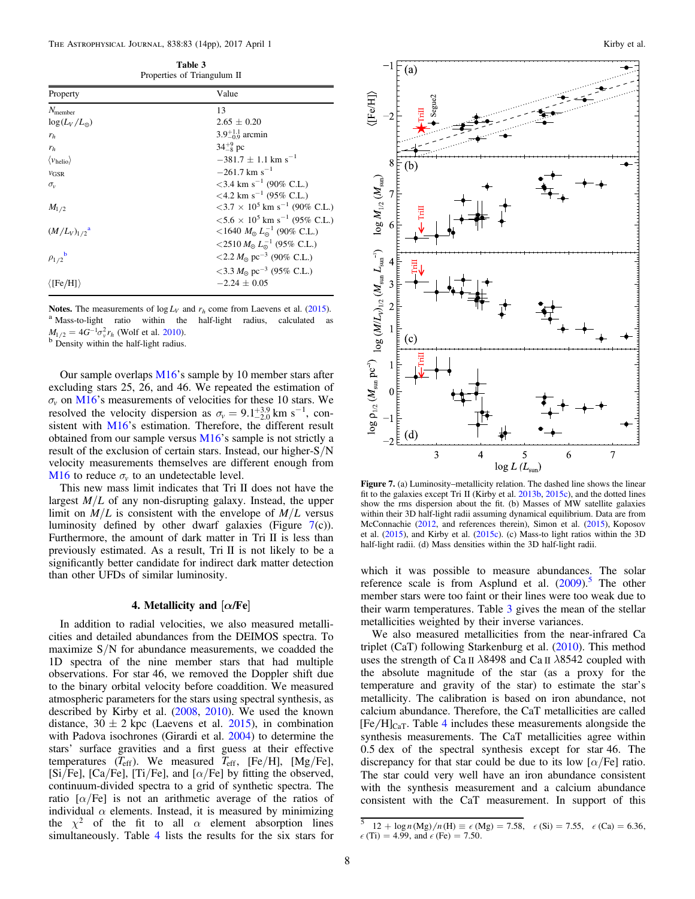**Table 3**
Properties of Triangulum II

| Property | Value |
|---|---|
| $N_{\rm member}$ | 13 |
| $\log(L_V/L_\odot)$ | $2.65 \pm 0.20$ |
| $r_h$ | $3.9^{+1.1}_{-0.9}$ arcmin |
| $r_h$ | $34^{+9}_{-8}$ pc |
| $\langle v_{\rm helio} \rangle$ | $-381.7 \pm 1.1$ km s$^{-1}$ |
| $v_{\rm GSR}$ | $-261.7$ km s$^{-1}$ |
| $\sigma_v$ | $<3.4$ km s$^{-1}$ (90% C.L.) |
| | $<4.2$ km s$^{-1}$ (95% C.L.) |
| $M_{1/2}$ | $<3.7 \times 10^5$ km s$^{-1}$ (90% C.L.) |
| | $<5.6 \times 10^5$ km s$^{-1}$ (95% C.L.) |
| $(M/L_V)_{1/2}$ [a] | $<1640\ M_\odot\ L_\odot^{-1}$ (90% C.L.) |
| | $<2510\ M_\odot\ L_\odot^{-1}$ (95% C.L.) |
| $\rho_{1/2}$ [b] | $<2.2\ M_\odot$ pc$^{-3}$ (90% C.L.) |
| | $<3.3\ M_\odot$ pc$^{-3}$ (95% C.L.) |
| $\langle [{\rm Fe/H}] \rangle$ | $-2.24 \pm 0.05$ |

**Notes.** The measurements of $\log L_V$ and $r_h$ come from Laevens et al. (2015).
[a] Mass-to-light ratio within the half-light radius, calculated as $M_{1/2} = 4G^{-1}\sigma_v^2 r_h$ (Wolf et al. 2010).
[b] Density within the half-light radius.

Our sample overlaps M16's sample by 10 member stars after excluding stars 25, 26, and 46. We repeated the estimation of $\sigma_v$ on M16's measurements of velocities for these 10 stars. We resolved the velocity dispersion as $\sigma_v = 9.1^{+3.9}_{-2.0}$ km s$^{-1}$, consistent with M16's estimation. Therefore, the different result obtained from our sample versus M16's sample is not strictly a result of the exclusion of certain stars. Instead, our higher-S/N velocity measurements themselves are different enough from M16 to reduce $\sigma_v$ to an undetectable level.

This new mass limit indicates that Tri II does not have the largest $M/L$ of any non-disrupting galaxy. Instead, the upper limit on $M/L$ is consistent with the envelope of $M/L$ versus luminosity defined by other dwarf galaxies (Figure 7(c)). Furthermore, the amount of dark matter in Tri II is less than previously estimated. As a result, Tri II is not likely to be a significantly better candidate for indirect dark matter detection than other UFDs of similar luminosity.

## 4. Metallicity and [α/Fe]

In addition to radial velocities, we also measured metallicities and detailed abundances from the DEIMOS spectra. To maximize S/N for abundance measurements, we coadded the 1D spectra of the nine member stars that had multiple observations. For star 46, we removed the Doppler shift due to the binary orbital velocity before coaddition. We measured atmospheric parameters for the stars using spectral synthesis, as described by Kirby et al. (2008, 2010). We used the known distance, $30 \pm 2$ kpc (Laevens et al. 2015), in combination with Padova isochrones (Girardi et al. 2004) to determine the stars' surface gravities and a first guess at their effective temperatures ($T_{\rm eff}$). We measured $T_{\rm eff}$, [Fe/H], [Mg/Fe], [Si/Fe], [Ca/Fe], [Ti/Fe], and [α/Fe] by fitting the observed, continuum-divided spectra to a grid of synthetic spectra. The ratio [α/Fe] is not an arithmetic average of the ratios of individual α elements. Instead, it is measured by minimizing the $\chi^2$ of the fit to all α element absorption lines simultaneously. Table 4 lists the results for the six stars for which it was possible to measure abundances. The solar reference scale is from Asplund et al. (2009).[5] The other member stars were too faint or their lines were too weak due to their warm temperatures. Table 3 gives the mean of the stellar metallicities weighted by their inverse variances.

We also measured metallicities from the near-infrared Ca triplet (CaT) following Starkenburg et al. (2010). This method uses the strength of Ca II λ8498 and Ca II λ8542 coupled with the absolute magnitude of the star (as a proxy for the temperature and gravity of the star) to estimate the star's metallicity. The calibration is based on iron abundance, not calcium abundance. Therefore, the CaT metallicities are called $[{\rm Fe/H}]_{\rm CaT}$. Table 4 includes these measurements alongside the synthesis measurements. The CaT metallicities agree within 0.5 dex of the spectral synthesis except for star 46. The discrepancy for that star could be due to its low [α/Fe] ratio. The star could very well have an iron abundance consistent with the synthesis measurement and a calcium abundance consistent with the CaT measurement. In support of this

**Figure 7.** (a) Luminosity–metallicity relation. The dashed line shows the linear fit to the galaxies except Tri II (Kirby et al. 2013b, 2015c), and the dotted lines show the rms dispersion about the fit. (b) Masses of MW satellite galaxies within their 3D half-light radii assuming dynamical equilibrium. Data are from McConnachie (2012, and references therein), Simon et al. (2015), Koposov et al. (2015), and Kirby et al. (2015c). (c) Mass-to light ratios within the 3D half-light radii. (d) Mass densities within the 3D half-light radii.

[5] $12 + \log n({\rm Mg})/n({\rm H}) \equiv \epsilon({\rm Mg}) = 7.58$, $\epsilon({\rm Si}) = 7.55$, $\epsilon({\rm Ca}) = 6.36$, $\epsilon({\rm Ti}) = 4.99$, and $\epsilon({\rm Fe}) = 7.50$.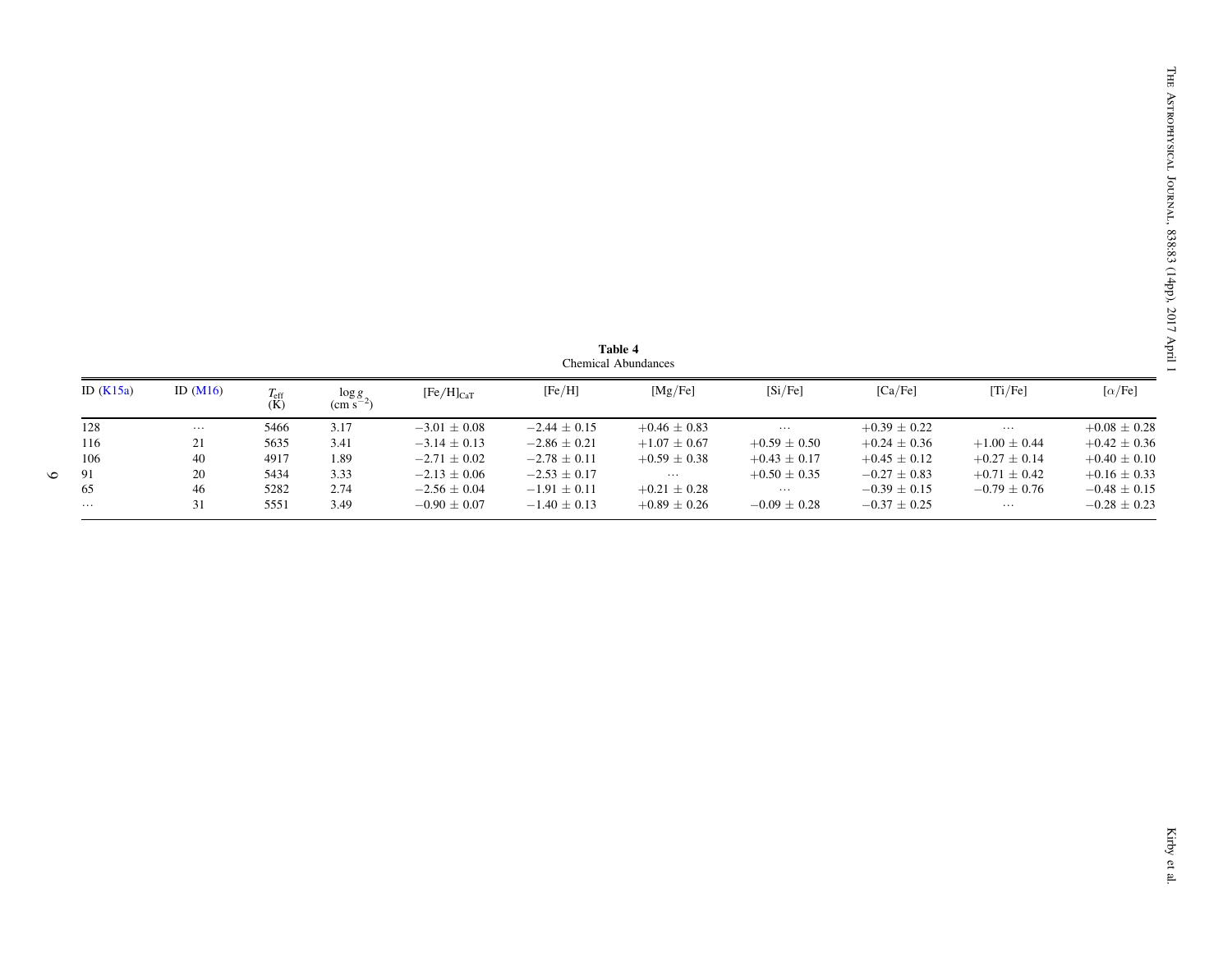**Table 4**
Chemical Abundances

| ID (K15a) | ID (M16) | $T_{\rm eff}$ (K) | $\log g$ (cm $s^{-2}$) | $[{\rm Fe/H}]_{\rm CaT}$ | [Fe/H] | [Mg/Fe] | [Si/Fe] | [Ca/Fe] | [Ti/Fe] | [$\alpha$/Fe] |
|---|---|---|---|---|---|---|---|---|---|---|
| 128 | ⋯ | 5466 | 3.17 | $-3.01 \pm 0.08$ | $-2.44 \pm 0.15$ | $+0.46 \pm 0.83$ | ⋯ | $+0.39 \pm 0.22$ | ⋯ | $+0.08 \pm 0.28$ |
| 116 | 21 | 5635 | 3.41 | $-3.14 \pm 0.13$ | $-2.86 \pm 0.21$ | $+1.07 \pm 0.67$ | $+0.59 \pm 0.50$ | $+0.24 \pm 0.36$ | $+1.00 \pm 0.44$ | $+0.42 \pm 0.36$ |
| 106 | 40 | 4917 | 1.89 | $-2.71 \pm 0.02$ | $-2.78 \pm 0.11$ | $+0.59 \pm 0.38$ | $+0.43 \pm 0.17$ | $+0.45 \pm 0.12$ | $+0.27 \pm 0.14$ | $+0.40 \pm 0.10$ |
| 91 | 20 | 5434 | 3.33 | $-2.13 \pm 0.06$ | $-2.53 \pm 0.17$ | ⋯ | $+0.50 \pm 0.35$ | $-0.27 \pm 0.83$ | $+0.71 \pm 0.42$ | $+0.16 \pm 0.33$ |
| 65 | 46 | 5282 | 2.74 | $-2.56 \pm 0.04$ | $-1.91 \pm 0.11$ | $+0.21 \pm 0.28$ | ⋯ | $-0.39 \pm 0.15$ | $-0.79 \pm 0.76$ | $-0.48 \pm 0.15$ |
| ⋯ | 31 | 5551 | 3.49 | $-0.90 \pm 0.07$ | $-1.40 \pm 0.13$ | $+0.89 \pm 0.26$ | $-0.09 \pm 0.28$ | $-0.37 \pm 0.25$ | ⋯ | $-0.28 \pm 0.23$ |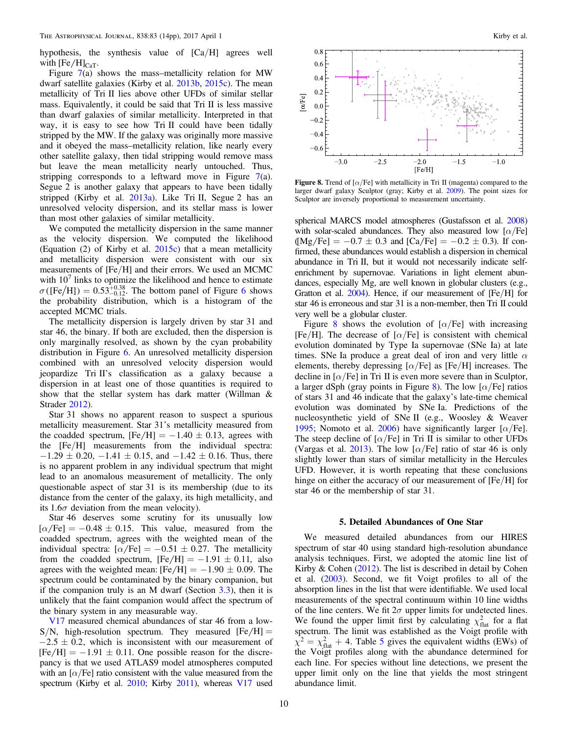hypothesis, the synthesis value of [Ca/H] agrees well with $\mathrm{[Fe/H]_{CaT}}$.

Figure 7(a) shows the mass–metallicity relation for MW dwarf satellite galaxies (Kirby et al. 2013b, 2015c). The mean metallicity of Tri II lies above other UFDs of similar stellar mass. Equivalently, it could be said that Tri II is less massive than dwarf galaxies of similar metallicity. Interpreted in that way, it is easy to see how Tri II could have been tidally stripped by the MW. If the galaxy was originally more massive and it obeyed the mass–metallicity relation, like nearly every other satellite galaxy, then tidal stripping would remove mass but leave the mean metallicity nearly untouched. Thus, stripping corresponds to a leftward move in Figure 7(a). Segue 2 is another galaxy that appears to have been tidally stripped (Kirby et al. 2013a). Like Tri II, Segue 2 has an unresolved velocity dispersion, and its stellar mass is lower than most other galaxies of similar metallicity.

We computed the metallicity dispersion in the same manner as the velocity dispersion. We computed the likelihood (Equation (2) of Kirby et al. 2015c) that a mean metallicity and metallicity dispersion were consistent with our six measurements of [Fe/H] and their errors. We used an MCMC with $10^7$ links to optimize the likelihood and hence to estimate $\sigma(\mathrm{[Fe/H]}) = 0.53^{+0.38}_{-0.12}$. The bottom panel of Figure 6 shows the probability distribution, which is a histogram of the accepted MCMC trials.

The metallicity dispersion is largely driven by star 31 and star 46, the binary. If both are excluded, then the dispersion is only marginally resolved, as shown by the cyan probability distribution in Figure 6. An unresolved metallicity dispersion combined with an unresolved velocity dispersion would jeopardize Tri II's classification as a galaxy because a dispersion in at least one of those quantities is required to show that the stellar system has dark matter (Willman & Strader 2012).

Star 31 shows no apparent reason to suspect a spurious metallicity measurement. Star 31's metallicity measured from the coadded spectrum, $\mathrm{[Fe/H]} = -1.40 \pm 0.13$, agrees with the [Fe/H] measurements from the individual spectra: $-1.29 \pm 0.20$, $-1.41 \pm 0.15$, and $-1.42 \pm 0.16$. Thus, there is no apparent problem in any individual spectrum that might lead to an anomalous measurement of metallicity. The only questionable aspect of star 31 is its membership (due to its distance from the center of the galaxy, its high metallicity, and its $1.6\sigma$ deviation from the mean velocity).

Star 46 deserves some scrutiny for its unusually low $[\alpha/\mathrm{Fe}] = -0.48 \pm 0.15$. This value, measured from the coadded spectrum, agrees with the weighted mean of the individual spectra: $[\alpha/\mathrm{Fe}] = -0.51 \pm 0.27$. The metallicity from the coadded spectrum, $\mathrm{[Fe/H]} = -1.91 \pm 0.11$, also agrees with the weighted mean: $\mathrm{[Fe/H]} = -1.90 \pm 0.09$. The spectrum could be contaminated by the binary companion, but if the companion truly is an M dwarf (Section 3.3), then it is unlikely that the faint companion would affect the spectrum of the binary system in any measurable way.

V17 measured chemical abundances of star 46 from a low-S/N, high-resolution spectrum. They measured $\mathrm{[Fe/H]} = -2.5 \pm 0.2$, which is inconsistent with our measurement of $\mathrm{[Fe/H]} = -1.91 \pm 0.11$. One possible reason for the discrepancy is that we used ATLAS9 model atmospheres computed with an $[\alpha/\mathrm{Fe}]$ ratio consistent with the value measured from the spectrum (Kirby et al. 2010; Kirby 2011), whereas V17 used spherical MARCS model atmospheres (Gustafsson et al. 2008) with solar-scaled abundances. They also measured low $[\alpha/\mathrm{Fe}]$ ($\mathrm{[Mg/Fe]} = -0.7 \pm 0.3$ and $\mathrm{[Ca/Fe]} = -0.2 \pm 0.3$). If confirmed, these abundances would establish a dispersion in chemical abundance in Tri II, but it would not necessarily indicate self-enrichment by supernovae. Variations in light element abundances, especially Mg, are well known in globular clusters (e.g., Gratton et al. 2004). Hence, if our measurement of [Fe/H] for star 46 is erroneous and star 31 is a non-member, then Tri II could very well be a globular cluster.

Figure 8. Trend of $[\alpha/\mathrm{Fe}]$ with metallicity in Tri II (magenta) compared to the larger dwarf galaxy Sculptor (gray; Kirby et al. 2009). The point sizes for Sculptor are inversely proportional to measurement uncertainty.

Figure 8 shows the evolution of $[\alpha/\mathrm{Fe}]$ with increasing [Fe/H]. The decrease of $[\alpha/\mathrm{Fe}]$ is consistent with chemical evolution dominated by Type Ia supernovae (SNe Ia) at late times. SNe Ia produce a great deal of iron and very little $\alpha$ elements, thereby depressing $[\alpha/\mathrm{Fe}]$ as [Fe/H] increases. The decline in $[\alpha/\mathrm{Fe}]$ in Tri II is even more severe than in Sculptor, a larger dSph (gray points in Figure 8). The low $[\alpha/\mathrm{Fe}]$ ratios of stars 31 and 46 indicate that the galaxy's late-time chemical evolution was dominated by SNe Ia. Predictions of the nucleosynthetic yield of SNe II (e.g., Woosley & Weaver 1995; Nomoto et al. 2006) have significantly larger $[\alpha/\mathrm{Fe}]$. The steep decline of $[\alpha/\mathrm{Fe}]$ in Tri II is similar to other UFDs (Vargas et al. 2013). The low $[\alpha/\mathrm{Fe}]$ ratio of star 46 is only slightly lower than stars of similar metallicity in the Hercules UFD. However, it is worth repeating that these conclusions hinge on either the accuracy of our measurement of [Fe/H] for star 46 or the membership of star 31.

## 5. Detailed Abundances of One Star

We measured detailed abundances from our HIRES spectrum of star 40 using standard high-resolution abundance analysis techniques. First, we adopted the atomic line list of Kirby & Cohen (2012). The list is described in detail by Cohen et al. (2003). Second, we fit Voigt profiles to all of the absorption lines in the list that were identifiable. We used local measurements of the spectral continuum within 10 line widths of the line centers. We fit $2\sigma$ upper limits for undetected lines. We found the upper limit first by calculating $\chi^2_{\mathrm{flat}}$ for a flat spectrum. The limit was established as the Voigt profile with $\chi^2 = \chi^2_{\mathrm{flat}} + 4$. Table 5 gives the equivalent widths (EWs) of the Voigt profiles along with the abundance determined for each line. For species without line detections, we present the upper limit only on the line that yields the most stringent abundance limit.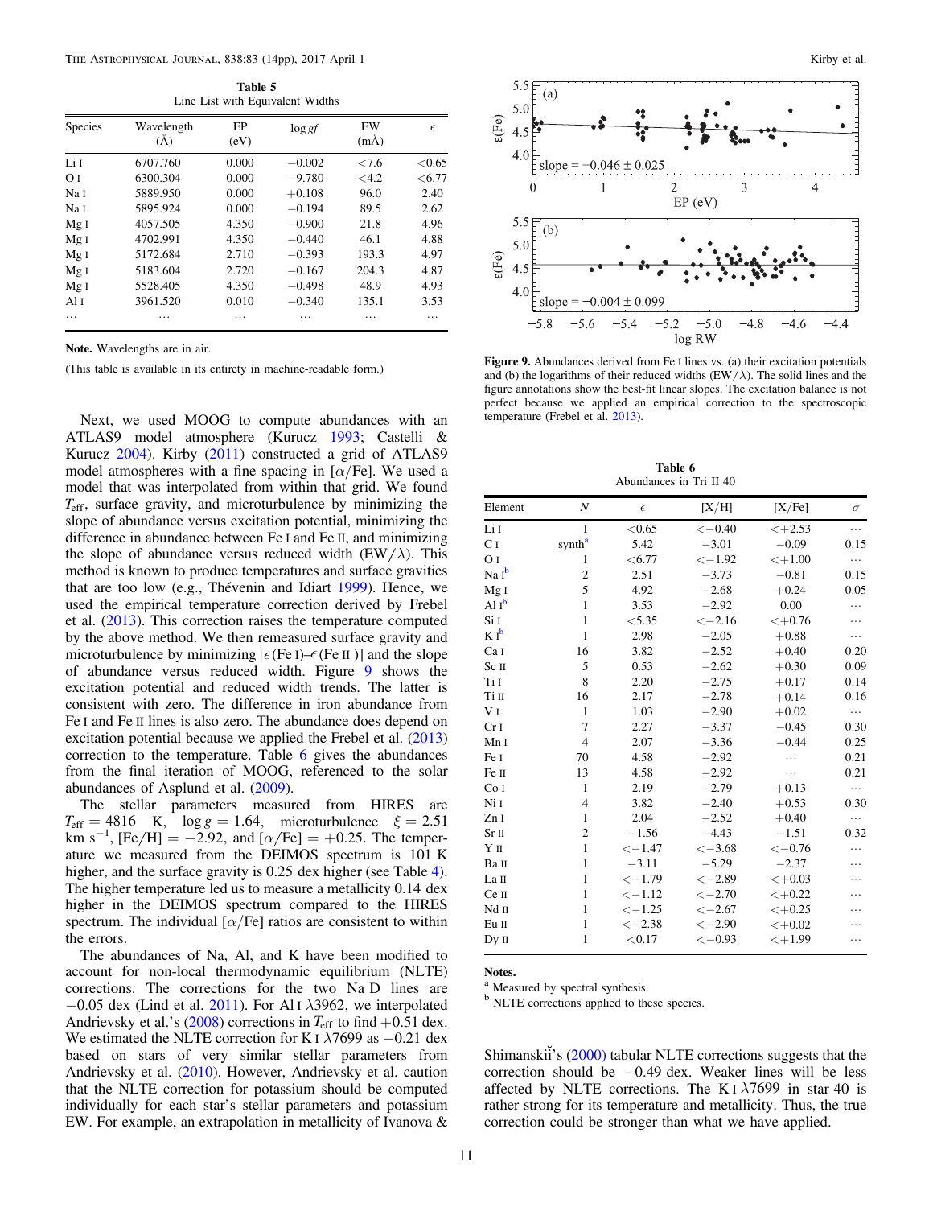**Table 5**
Line List with Equivalent Widths

| Species | Wavelength (Å) | EP (eV) | log *gf* | EW (mÅ) | $\epsilon$ |
|---|---|---|---|---|---|
| Li I | 6707.760 | 0.000 | −0.002 | <7.6 | <0.65 |
| O I | 6300.304 | 0.000 | −9.780 | <4.2 | <6.77 |
| Na I | 5889.950 | 0.000 | +0.108 | 96.0 | 2.40 |
| Na I | 5895.924 | 0.000 | −0.194 | 89.5 | 2.62 |
| Mg I | 4057.505 | 4.350 | −0.900 | 21.8 | 4.96 |
| Mg I | 4702.991 | 4.350 | −0.440 | 46.1 | 4.88 |
| Mg I | 5172.684 | 2.710 | −0.393 | 193.3 | 4.97 |
| Mg I | 5183.604 | 2.720 | −0.167 | 204.3 | 4.87 |
| Mg I | 5528.405 | 4.350 | −0.498 | 48.9 | 4.93 |
| Al I | 3961.520 | 0.010 | −0.340 | 135.1 | 3.53 |
| … | … | … | … | … | … |

**Note.** Wavelengths are in air.

(This table is available in its entirety in machine-readable form.)

Next, we used MOOG to compute abundances with an ATLAS9 model atmosphere (Kurucz 1993; Castelli & Kurucz 2004). Kirby (2011) constructed a grid of ATLAS9 model atmospheres with a fine spacing in [$\alpha$/Fe]. We used a model that was interpolated from within that grid. We found $T_{\rm eff}$, surface gravity, and microturbulence by minimizing the slope of abundance versus excitation potential, minimizing the difference in abundance between Fe I and Fe II, and minimizing the slope of abundance versus reduced width (EW/$\lambda$). This method is known to produce temperatures and surface gravities that are too low (e.g., Thévenin and Idiart 1999). Hence, we used the empirical temperature correction derived by Frebel et al. (2013). This correction raises the temperature computed by the above method. We then remeasured surface gravity and microturbulence by minimizing $|\epsilon(\text{Fe I})–\epsilon(\text{Fe II})|$ and the slope of abundance versus reduced width. Figure 9 shows the excitation potential and reduced width trends. The latter is consistent with zero. The difference in iron abundance from Fe I and Fe II lines is also zero. The abundance does depend on excitation potential because we applied the Frebel et al. (2013) correction to the temperature. Table 6 gives the abundances from the final iteration of MOOG, referenced to the solar abundances of Asplund et al. (2009).

The stellar parameters measured from HIRES are $T_{\rm eff} = 4816$ K, $\log g = 1.64$, microturbulence $\xi = 2.51$ km s$^{-1}$, [Fe/H] $= -2.92$, and [$\alpha$/Fe] $= +0.25$. The temperature we measured from the DEIMOS spectrum is 101 K higher, and the surface gravity is 0.25 dex higher (see Table 4). The higher temperature led us to measure a metallicity 0.14 dex higher in the DEIMOS spectrum compared to the HIRES spectrum. The individual [$\alpha$/Fe] ratios are consistent to within the errors.

The abundances of Na, Al, and K have been modified to account for non-local thermodynamic equilibrium (NLTE) corrections. The corrections for the two Na D lines are −0.05 dex (Lind et al. 2011). For Al I $\lambda$3962, we interpolated Andrievsky et al.'s (2008) corrections in $T_{\rm eff}$ to find +0.51 dex. We estimated the NLTE correction for K I $\lambda$7699 as −0.21 dex based on stars of very similar stellar parameters from Andrievsky et al. (2010). However, Andrievsky et al. caution that the NLTE correction for potassium should be computed individually for each star's stellar parameters and potassium EW. For example, an extrapolation in metallicity of Ivanova & Shimanskiĭ's (2000) tabular NLTE corrections suggests that the correction should be −0.49 dex. Weaker lines will be less affected by NLTE corrections. The K I $\lambda$7699 in star 40 is rather strong for its temperature and metallicity. Thus, the true correction could be stronger than what we have applied.

**Figure 9.** Abundances derived from Fe I lines vs. (a) their excitation potentials and (b) the logarithms of their reduced widths (EW/$\lambda$). The solid lines and the figure annotations show the best-fit linear slopes. The excitation balance is not perfect because we applied an empirical correction to the spectroscopic temperature (Frebel et al. 2013).

**Table 6**
Abundances in Tri II 40

| Element | $N$ | $\epsilon$ | [X/H] | [X/Fe] | $\sigma$ |
|---|---|---|---|---|---|
| Li I | 1 | <0.65 | <−0.40 | <+2.53 | … |
| C I | synth[a] | 5.42 | −3.01 | −0.09 | 0.15 |
| O I | 1 | <6.77 | <−1.92 | <+1.00 | … |
| Na I[b] | 2 | 2.51 | −3.73 | −0.81 | 0.15 |
| Mg I | 5 | 4.92 | −2.68 | +0.24 | 0.05 |
| Al I[b] | 1 | 3.53 | −2.92 | 0.00 | … |
| Si I | 1 | <5.35 | <−2.16 | <+0.76 | … |
| K I[b] | 1 | 2.98 | −2.05 | +0.88 | … |
| Ca I | 16 | 3.82 | −2.52 | +0.40 | 0.20 |
| Sc II | 5 | 0.53 | −2.62 | +0.30 | 0.09 |
| Ti I | 8 | 2.20 | −2.75 | +0.17 | 0.14 |
| Ti II | 16 | 2.17 | −2.78 | +0.14 | 0.16 |
| V I | 1 | 1.03 | −2.90 | +0.02 | … |
| Cr I | 7 | 2.27 | −3.37 | −0.45 | 0.30 |
| Mn I | 4 | 2.07 | −3.36 | −0.44 | 0.25 |
| Fe I | 70 | 4.58 | −2.92 | … | 0.21 |
| Fe II | 13 | 4.58 | −2.92 | … | 0.21 |
| Co I | 1 | 2.19 | −2.79 | +0.13 | … |
| Ni I | 4 | 3.82 | −2.40 | +0.53 | 0.30 |
| Zn I | 1 | 2.04 | −2.52 | +0.40 | … |
| Sr II | 2 | −1.56 | −4.43 | −1.51 | 0.32 |
| Y II | 1 | <−1.47 | <−3.68 | <−0.76 | … |
| Ba II | 1 | −3.11 | −5.29 | −2.37 | … |
| La II | 1 | <−1.79 | <−2.89 | <+0.03 | … |
| Ce II | 1 | <−1.12 | <−2.70 | <+0.22 | … |
| Nd II | 1 | <−1.25 | <−2.67 | <+0.25 | … |
| Eu II | 1 | <−2.38 | <−2.90 | <+0.02 | … |
| Dy II | 1 | <0.17 | <−0.93 | <+1.99 | … |

**Notes.**
[a] Measured by spectral synthesis.
[b] NLTE corrections applied to these species.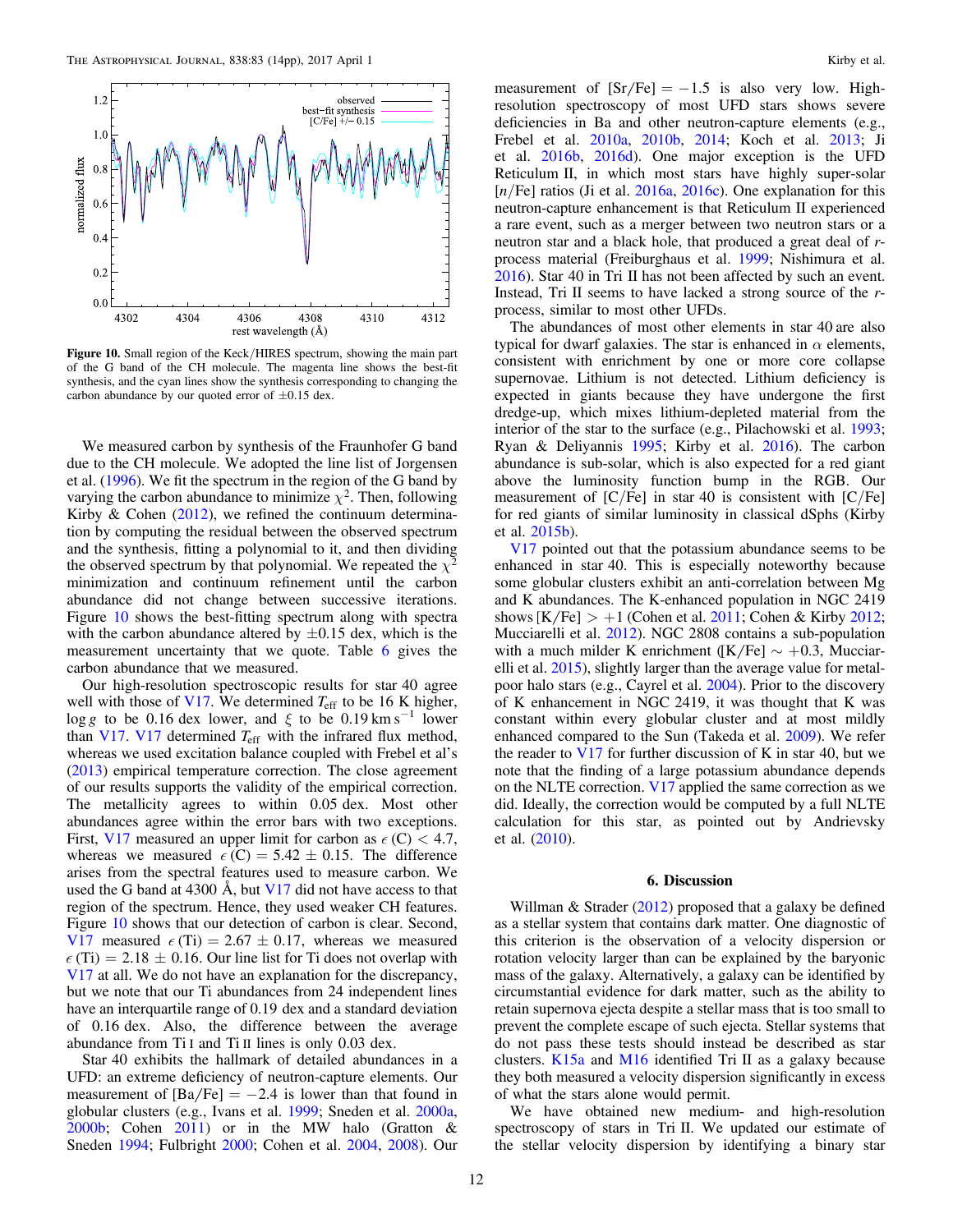Figure 10. Small region of the Keck/HIRES spectrum, showing the main part of the G band of the CH molecule. The magenta line shows the best-fit synthesis, and the cyan lines show the synthesis corresponding to changing the carbon abundance by our quoted error of $\pm 0.15$ dex.

We measured carbon by synthesis of the Fraunhofer G band due to the CH molecule. We adopted the line list of Jorgensen et al. (1996). We fit the spectrum in the region of the G band by varying the carbon abundance to minimize $\chi^2$. Then, following Kirby & Cohen (2012), we refined the continuum determination by computing the residual between the observed spectrum and the synthesis, fitting a polynomial to it, and then dividing the observed spectrum by that polynomial. We repeated the $\chi^2$ minimization and continuum refinement until the carbon abundance did not change between successive iterations. Figure 10 shows the best-fitting spectrum along with spectra with the carbon abundance altered by $\pm 0.15$ dex, which is the measurement uncertainty that we quote. Table 6 gives the carbon abundance that we measured.

Our high-resolution spectroscopic results for star 40 agree well with those of V17. We determined $T_{\rm eff}$ to be 16 K higher, $\log g$ to be 0.16 dex lower, and $\xi$ to be $0.19\,{\rm km\,s^{-1}}$ lower than V17. V17 determined $T_{\rm eff}$ with the infrared flux method, whereas we used excitation balance coupled with Frebel et al's (2013) empirical temperature correction. The close agreement of our results supports the validity of the empirical correction. The metallicity agrees to within 0.05 dex. Most other abundances agree within the error bars with two exceptions. First, V17 measured an upper limit for carbon as $\epsilon\,({\rm C}) < 4.7$, whereas we measured $\epsilon\,({\rm C}) = 5.42 \pm 0.15$. The difference arises from the spectral features used to measure carbon. We used the G band at 4300 Å, but V17 did not have access to that region of the spectrum. Hence, they used weaker CH features. Figure 10 shows that our detection of carbon is clear. Second, V17 measured $\epsilon\,({\rm Ti}) = 2.67 \pm 0.17$, whereas we measured $\epsilon\,({\rm Ti}) = 2.18 \pm 0.16$. Our line list for Ti does not overlap with V17 at all. We do not have an explanation for the discrepancy, but we note that our Ti abundances from 24 independent lines have an interquartile range of 0.19 dex and a standard deviation of 0.16 dex. Also, the difference between the average abundance from Ti I and Ti II lines is only 0.03 dex.

Star 40 exhibits the hallmark of detailed abundances in a UFD: an extreme deficiency of neutron-capture elements. Our measurement of $[{\rm Ba/Fe}] = -2.4$ is lower than that found in globular clusters (e.g., Ivans et al. 1999; Sneden et al. 2000a, 2000b; Cohen 2011) or in the MW halo (Gratton & Sneden 1994; Fulbright 2000; Cohen et al. 2004, 2008). Our measurement of $[{\rm Sr/Fe}] = -1.5$ is also very low. High-resolution spectroscopy of most UFD stars shows severe deficiencies in Ba and other neutron-capture elements (e.g., Frebel et al. 2010a, 2010b, 2014; Koch et al. 2013; Ji et al. 2016b, 2016d). One major exception is the UFD Reticulum II, in which most stars have highly super-solar $[n/{\rm Fe}]$ ratios (Ji et al. 2016a, 2016c). One explanation for this neutron-capture enhancement is that Reticulum II experienced a rare event, such as a merger between two neutron stars or a neutron star and a black hole, that produced a great deal of $r$-process material (Freiburghaus et al. 1999; Nishimura et al. 2016). Star 40 in Tri II has not been affected by such an event. Instead, Tri II seems to have lacked a strong source of the $r$-process, similar to most other UFDs.

The abundances of most other elements in star 40 are also typical for dwarf galaxies. The star is enhanced in $\alpha$ elements, consistent with enrichment by one or more core collapse supernovae. Lithium is not detected. Lithium deficiency is expected in giants because they have undergone the first dredge-up, which mixes lithium-depleted material from the interior of the star to the surface (e.g., Pilachowski et al. 1993; Ryan & Deliyannis 1995; Kirby et al. 2016). The carbon abundance is sub-solar, which is also expected for a red giant above the luminosity function bump in the RGB. Our measurement of $[{\rm C/Fe}]$ in star 40 is consistent with $[{\rm C/Fe}]$ for red giants of similar luminosity in classical dSphs (Kirby et al. 2015b).

V17 pointed out that the potassium abundance seems to be enhanced in star 40. This is especially noteworthy because some globular clusters exhibit an anti-correlation between Mg and K abundances. The K-enhanced population in NGC 2419 shows $[{\rm K/Fe}] > +1$ (Cohen et al. 2011; Cohen & Kirby 2012; Mucciarelli et al. 2012). NGC 2808 contains a sub-population with a much milder K enrichment ($[{\rm K/Fe}] \sim +0.3$, Mucciarelli et al. 2015), slightly larger than the average value for metal-poor halo stars (e.g., Cayrel et al. 2004). Prior to the discovery of K enhancement in NGC 2419, it was thought that K was constant within every globular cluster and at most mildly enhanced compared to the Sun (Takeda et al. 2009). We refer the reader to V17 for further discussion of K in star 40, but we note that the finding of a large potassium abundance depends on the NLTE correction. V17 applied the same correction as we did. Ideally, the correction would be computed by a full NLTE calculation for this star, as pointed out by Andrievsky et al. (2010).

## 6. Discussion

Willman & Strader (2012) proposed that a galaxy be defined as a stellar system that contains dark matter. One diagnostic of this criterion is the observation of a velocity dispersion or rotation velocity larger than can be explained by the baryonic mass of the galaxy. Alternatively, a galaxy can be identified by circumstantial evidence for dark matter, such as the ability to retain supernova ejecta despite a stellar mass that is too small to prevent the complete escape of such ejecta. Stellar systems that do not pass these tests should instead be described as star clusters. K15a and M16 identified Tri II as a galaxy because they both measured a velocity dispersion significantly in excess of what the stars alone would permit.

We have obtained new medium- and high-resolution spectroscopy of stars in Tri II. We updated our estimate of the stellar velocity dispersion by identifying a binary star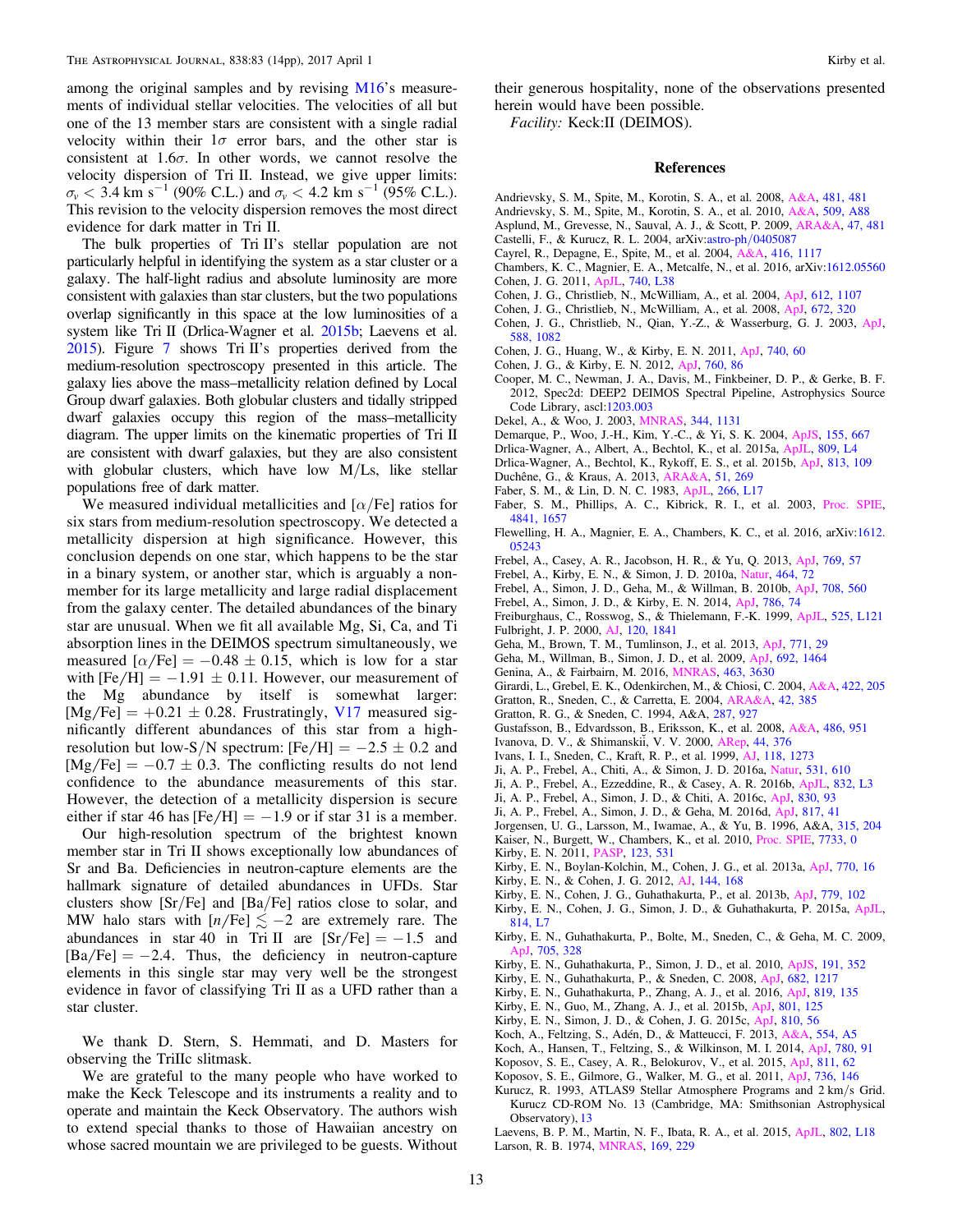among the original samples and by revising M16's measurements of individual stellar velocities. The velocities of all but one of the 13 member stars are consistent with a single radial velocity within their $1\sigma$ error bars, and the other star is consistent at $1.6\sigma$. In other words, we cannot resolve the velocity dispersion of Tri II. Instead, we give upper limits: $\sigma_v < 3.4$ km s$^{-1}$ (90% C.L.) and $\sigma_v < 4.2$ km s$^{-1}$ (95% C.L.). This revision to the velocity dispersion removes the most direct evidence for dark matter in Tri II.

The bulk properties of Tri II's stellar population are not particularly helpful in identifying the system as a star cluster or a galaxy. The half-light radius and absolute luminosity are more consistent with galaxies than star clusters, but the two populations overlap significantly in this space at the low luminosities of a system like Tri II (Drlica-Wagner et al. 2015b; Laevens et al. 2015). Figure 7 shows Tri II's properties derived from the medium-resolution spectroscopy presented in this article. The galaxy lies above the mass–metallicity relation defined by Local Group dwarf galaxies. Both globular clusters and tidally stripped dwarf galaxies occupy this region of the mass–metallicity diagram. The upper limits on the kinematic properties of Tri II are consistent with dwarf galaxies, but they are also consistent with globular clusters, which have low M/Ls, like stellar populations free of dark matter.

We measured individual metallicities and [$\alpha$/Fe] ratios for six stars from medium-resolution spectroscopy. We detected a metallicity dispersion at high significance. However, this conclusion depends on one star, which happens to be the star in a binary system, or another star, which is arguably a nonmember for its large metallicity and large radial displacement from the galaxy center. The detailed abundances of the binary star are unusual. When we fit all available Mg, Si, Ca, and Ti absorption lines in the DEIMOS spectrum simultaneously, we measured [$\alpha$/Fe] $= -0.48 \pm 0.15$, which is low for a star with [Fe/H] $= -1.91 \pm 0.11$. However, our measurement of the Mg abundance by itself is somewhat larger: [Mg/Fe] $= +0.21 \pm 0.28$. Frustratingly, V17 measured significantly different abundances of this star from a high-resolution but low-S/N spectrum: [Fe/H] $= -2.5 \pm 0.2$ and [Mg/Fe] $= -0.7 \pm 0.3$. The conflicting results do not lend confidence to the abundance measurements of this star. However, the detection of a metallicity dispersion is secure either if star 46 has [Fe/H] $= -1.9$ or if star 31 is a member.

Our high-resolution spectrum of the brightest known member star in Tri II shows exceptionally low abundances of Sr and Ba. Deficiencies in neutron-capture elements are the hallmark signature of detailed abundances in UFDs. Star clusters show [Sr/Fe] and [Ba/Fe] ratios close to solar, and MW halo stars with [$n$/Fe] $\lesssim -2$ are extremely rare. The abundances in star 40 in Tri II are [Sr/Fe] $= -1.5$ and [Ba/Fe] $= -2.4$. Thus, the deficiency in neutron-capture elements in this single star may very well be the strongest evidence in favor of classifying Tri II as a UFD rather than a star cluster.

We thank D. Stern, S. Hemmati, and D. Masters for observing the TriIIc slitmask.

We are grateful to the many people who have worked to make the Keck Telescope and its instruments a reality and to operate and maintain the Keck Observatory. The authors wish to extend special thanks to those of Hawaiian ancestry on whose sacred mountain we are privileged to be guests. Without their generous hospitality, none of the observations presented herein would have been possible.

*Facility:* Keck:II (DEIMOS).

## References

Andrievsky, S. M., Spite, M., Korotin, S. A., et al. 2008, A&A, 481, 481
Andrievsky, S. M., Spite, M., Korotin, S. A., et al. 2010, A&A, 509, A88
Asplund, M., Grevesse, N., Sauval, A. J., & Scott, P. 2009, ARA&A, 47, 481
Castelli, F., & Kurucz, R. L. 2004, arXiv:astro-ph/0405087
Cayrel, R., Depagne, E., Spite, M., et al. 2004, A&A, 416, 1117
Chambers, K. C., Magnier, E. A., Metcalfe, N., et al. 2016, arXiv:1612.05560
Cohen, J. G. 2011, ApJL, 740, L38
Cohen, J. G., Christlieb, N., McWilliam, A., et al. 2004, ApJ, 612, 1107
Cohen, J. G., Christlieb, N., McWilliam, A., et al. 2008, ApJ, 672, 320
Cohen, J. G., Christlieb, N., Qian, Y.-Z., & Wasserburg, G. J. 2003, ApJ, 588, 1082
Cohen, J. G., Huang, W., & Kirby, E. N. 2011, ApJ, 740, 60
Cohen, J. G., & Kirby, E. N. 2012, ApJ, 760, 86
Cooper, M. C., Newman, J. A., Davis, M., Finkbeiner, D. P., & Gerke, B. F. 2012, Spec2d: DEEP2 DEIMOS Spectral Pipeline, Astrophysics Source Code Library, ascl:1203.003
Dekel, A., & Woo, J. 2003, MNRAS, 344, 1131
Demarque, P., Woo, J.-H., Kim, Y.-C., & Yi, S. K. 2004, ApJS, 155, 667
Drlica-Wagner, A., Albert, A., Bechtol, K., et al. 2015a, ApJL, 809, L4
Drlica-Wagner, A., Bechtol, K., Rykoff, E. S., et al. 2015b, ApJ, 813, 109
Duchêne, G., & Kraus, A. 2013, ARA&A, 51, 269
Faber, S. M., & Lin, D. N. C. 1983, ApJL, 266, L17
Faber, S. M., Phillips, A. C., Kibrick, R. I., et al. 2003, Proc. SPIE, 4841, 1657
Flewelling, H. A., Magnier, E. A., Chambers, K. C., et al. 2016, arXiv:1612.05243
Frebel, A., Casey, A. R., Jacobson, H. R., & Yu, Q. 2013, ApJ, 769, 57
Frebel, A., Kirby, E. N., & Simon, J. D. 2010a, Natur, 464, 72
Frebel, A., Simon, J. D., Geha, M., & Willman, B. 2010b, ApJ, 708, 560
Frebel, A., Simon, J. D., & Kirby, E. N. 2014, ApJ, 786, 74
Freiburghaus, C., Rosswog, S., & Thielemann, F.-K. 1999, ApJL, 525, L121
Fulbright, J. P. 2000, AJ, 120, 1841
Geha, M., Brown, T. M., Tumlinson, J., et al. 2013, ApJ, 771, 29
Geha, M., Willman, B., Simon, J. D., et al. 2009, ApJ, 692, 1464
Genina, A., & Fairbairn, M. 2016, MNRAS, 463, 3630
Girardi, L., Grebel, E. K., Odenkirchen, M., & Chiosi, C. 2004, A&A, 422, 205
Gratton, R., Sneden, C., & Carretta, E. 2004, ARA&A, 42, 385
Gratton, R. G., & Sneden, C. 1994, A&A, 287, 927
Gustafsson, B., Edvardsson, B., Eriksson, K., et al. 2008, A&A, 486, 951
Ivanova, D. V., & Shimanskiĭ, V. V. 2000, ARep, 44, 376
Ivans, I. I., Sneden, C., Kraft, R. P., et al. 1999, AJ, 118, 1273
Ji, A. P., Frebel, A., Chiti, A., & Simon, J. D. 2016a, Natur, 531, 610
Ji, A. P., Frebel, A., Ezzeddine, R., & Casey, A. R. 2016b, ApJL, 832, L3
Ji, A. P., Frebel, A., Simon, J. D., & Chiti, A. 2016c, ApJ, 830, 93
Ji, A. P., Frebel, A., Simon, J. D., & Geha, M. 2016d, ApJ, 817, 41
Jorgensen, U. G., Larsson, M., Iwamae, A., & Yu, B. 1996, A&A, 315, 204
Kaiser, N., Burgett, W., Chambers, K., et al. 2010, Proc. SPIE, 7733, 0
Kirby, E. N. 2011, PASP, 123, 531
Kirby, E. N., Boylan-Kolchin, M., Cohen, J. G., et al. 2013a, ApJ, 770, 16
Kirby, E. N., & Cohen, J. G. 2012, AJ, 144, 168
Kirby, E. N., Cohen, J. G., Guhathakurta, P., et al. 2013b, ApJ, 779, 102
Kirby, E. N., Cohen, J. G., Simon, J. D., & Guhathakurta, P. 2015a, ApJL, 814, L7
Kirby, E. N., Guhathakurta, P., Bolte, M., Sneden, C., & Geha, M. C. 2009, ApJ, 705, 328
Kirby, E. N., Guhathakurta, P., Simon, J. D., et al. 2010, ApJS, 191, 352
Kirby, E. N., Guhathakurta, P., & Sneden, C. 2008, ApJ, 682, 1217
Kirby, E. N., Guhathakurta, P., Zhang, A. J., et al. 2016, ApJ, 819, 135
Kirby, E. N., Guo, M., Zhang, A. J., et al. 2015b, ApJ, 801, 125
Kirby, E. N., Simon, J. D., & Cohen, J. G. 2015c, ApJ, 810, 56
Koch, A., Feltzing, S., Adén, D., & Matteucci, F. 2013, A&A, 554, A5
Koch, A., Hansen, T., Feltzing, S., & Wilkinson, M. I. 2014, ApJ, 780, 91
Koposov, S. E., Casey, A. R., Belokurov, V., et al. 2015, ApJ, 811, 62
Koposov, S. E., Gilmore, G., Walker, M. G., et al. 2011, ApJ, 736, 146
Kurucz, R. 1993, ATLAS9 Stellar Atmosphere Programs and 2 km/s Grid. Kurucz CD-ROM No. 13 (Cambridge, MA: Smithsonian Astrophysical Observatory), 13
Laevens, B. P. M., Martin, N. F., Ibata, R. A., et al. 2015, ApJL, 802, L18
Larson, R. B. 1974, MNRAS, 169, 229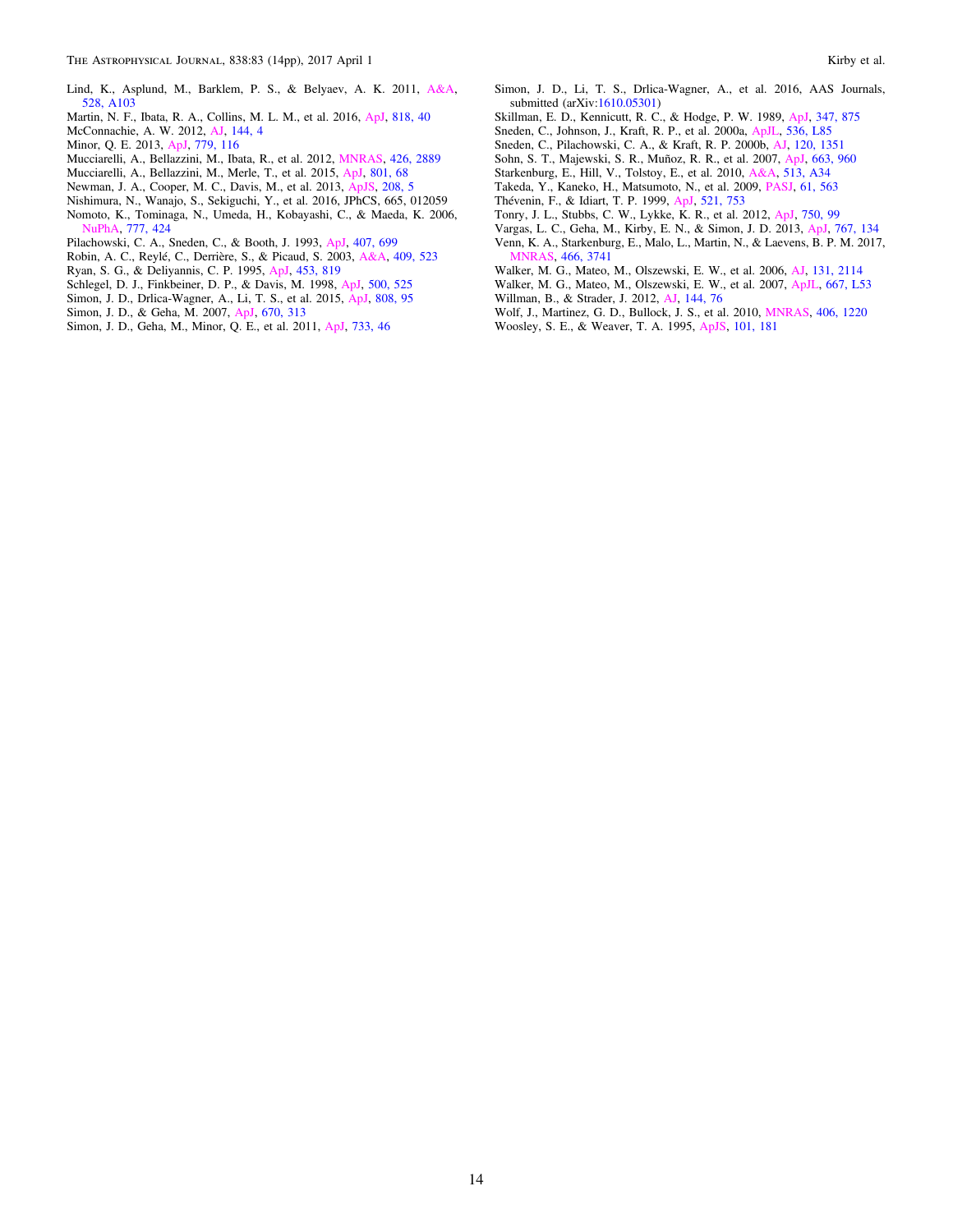Lind, K., Asplund, M., Barklem, P. S., & Belyaev, A. K. 2011, A&A, 528, A103

Martin, N. F., Ibata, R. A., Collins, M. L. M., et al. 2016, ApJ, 818, 40

McConnachie, A. W. 2012, AJ, 144, 4

Minor, Q. E. 2013, ApJ, 779, 116

Mucciarelli, A., Bellazzini, M., Ibata, R., et al. 2012, MNRAS, 426, 2889

Mucciarelli, A., Bellazzini, M., Merle, T., et al. 2015, ApJ, 801, 68

Newman, J. A., Cooper, M. C., Davis, M., et al. 2013, ApJS, 208, 5

Nishimura, N., Wanajo, S., Sekiguchi, Y., et al. 2016, JPhCS, 665, 012059

Nomoto, K., Tominaga, N., Umeda, H., Kobayashi, C., & Maeda, K. 2006, NuPhA, 777, 424

Pilachowski, C. A., Sneden, C., & Booth, J. 1993, ApJ, 407, 699

Robin, A. C., Reylé, C., Derrière, S., & Picaud, S. 2003, A&A, 409, 523

Ryan, S. G., & Deliyannis, C. P. 1995, ApJ, 453, 819

Schlegel, D. J., Finkbeiner, D. P., & Davis, M. 1998, ApJ, 500, 525

Simon, J. D., Drlica-Wagner, A., Li, T. S., et al. 2015, ApJ, 808, 95

Simon, J. D., & Geha, M. 2007, ApJ, 670, 313

Simon, J. D., Geha, M., Minor, Q. E., et al. 2011, ApJ, 733, 46

Simon, J. D., Li, T. S., Drlica-Wagner, A., et al. 2016, AAS Journals, submitted (arXiv:1610.05301)

Skillman, E. D., Kennicutt, R. C., & Hodge, P. W. 1989, ApJ, 347, 875

Sneden, C., Johnson, J., Kraft, R. P., et al. 2000a, ApJL, 536, L85

Sneden, C., Pilachowski, C. A., & Kraft, R. P. 2000b, AJ, 120, 1351

Sohn, S. T., Majewski, S. R., Muñoz, R. R., et al. 2007, ApJ, 663, 960

Starkenburg, E., Hill, V., Tolstoy, E., et al. 2010, A&A, 513, A34

Takeda, Y., Kaneko, H., Matsumoto, N., et al. 2009, PASJ, 61, 563

Thévenin, F., & Idiart, T. P. 1999, ApJ, 521, 753

Tonry, J. L., Stubbs, C. W., Lykke, K. R., et al. 2012, ApJ, 750, 99

Vargas, L. C., Geha, M., Kirby, E. N., & Simon, J. D. 2013, ApJ, 767, 134

Venn, K. A., Starkenburg, E., Malo, L., Martin, N., & Laevens, B. P. M. 2017, MNRAS, 466, 3741

Walker, M. G., Mateo, M., Olszewski, E. W., et al. 2006, AJ, 131, 2114

Walker, M. G., Mateo, M., Olszewski, E. W., et al. 2007, ApJL, 667, L53

Willman, B., & Strader, J. 2012, AJ, 144, 76

Wolf, J., Martinez, G. D., Bullock, J. S., et al. 2010, MNRAS, 406, 1220

Woosley, S. E., & Weaver, T. A. 1995, ApJS, 101, 181